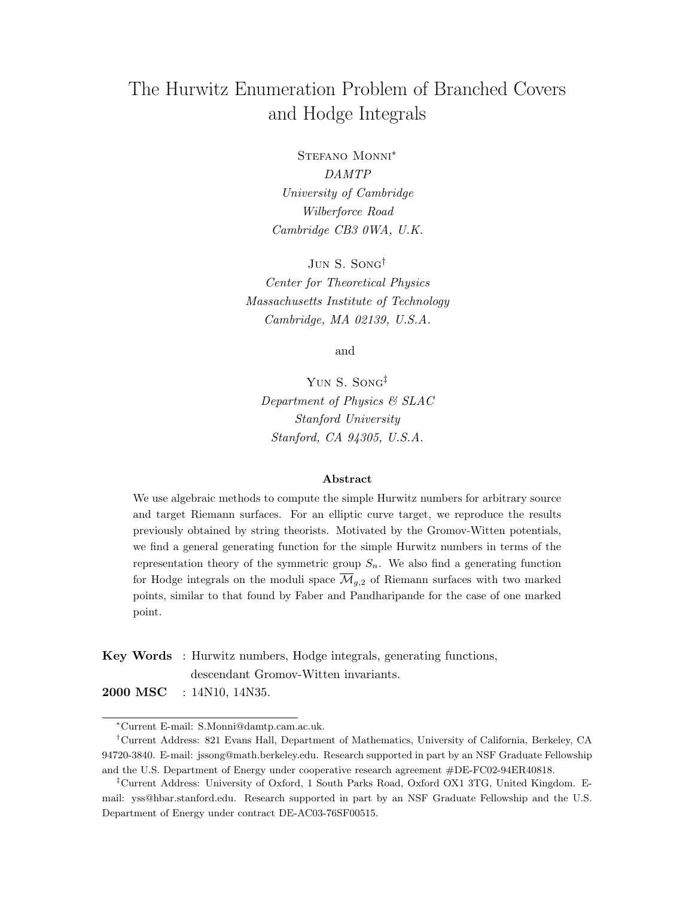# The Hurwitz Enumeration Problem of Branched Covers and Hodge Integrals

Stefano Monni[*]
*DAMTP*
*University of Cambridge*
*Wilberforce Road*
*Cambridge CB3 0WA, U.K.*

Jun S. Song[†]
*Center for Theoretical Physics*
*Massachusetts Institute of Technology*
*Cambridge, MA 02139, U.S.A.*

and

Yun S. Song[‡]
*Department of Physics & SLAC*
*Stanford University*
*Stanford, CA 94305, U.S.A.*

### Abstract

We use algebraic methods to compute the simple Hurwitz numbers for arbitrary source and target Riemann surfaces. For an elliptic curve target, we reproduce the results previously obtained by string theorists. Motivated by the Gromov-Witten potentials, we find a general generating function for the simple Hurwitz numbers in terms of the representation theory of the symmetric group $S_n$. We also find a generating function for Hodge integrals on the moduli space $\overline{\mathcal{M}}_{g,2}$ of Riemann surfaces with two marked points, similar to that found by Faber and Pandharipande for the case of one marked point.

**Key Words** : Hurwitz numbers, Hodge integrals, generating functions, descendant Gromov-Witten invariants.

**2000 MSC** : 14N10, 14N35.

---

[*] Current E-mail: S.Monni@damtp.cam.ac.uk.

[†] Current Address: 821 Evans Hall, Department of Mathematics, University of California, Berkeley, CA 94720-3840. E-mail: jssong@math.berkeley.edu. Research supported in part by an NSF Graduate Fellowship and the U.S. Department of Energy under cooperative research agreement #DE-FC02-94ER40818.

[‡] Current Address: University of Oxford, 1 South Parks Road, Oxford OX1 3TG, United Kingdom. E-mail: yss@hbar.stanford.edu. Research supported in part by an NSF Graduate Fellowship and the U.S. Department of Energy under contract DE-AC03-76SF00515.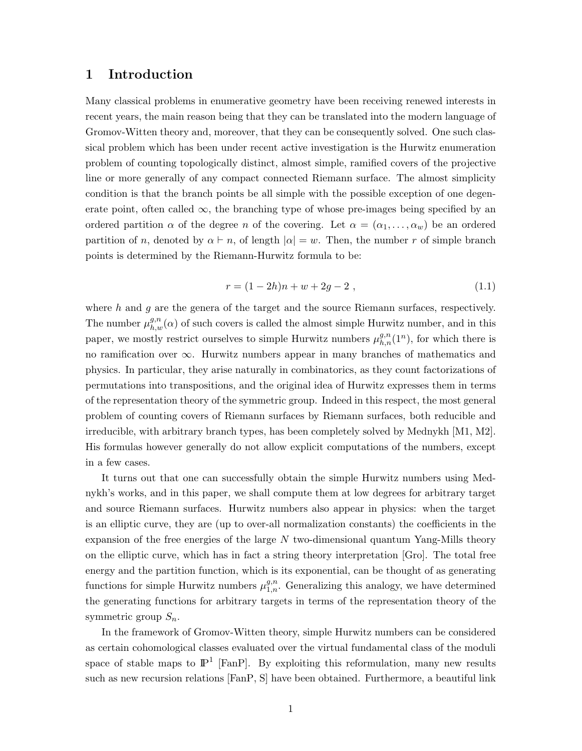# 1 Introduction

Many classical problems in enumerative geometry have been receiving renewed interests in recent years, the main reason being that they can be translated into the modern language of Gromov-Witten theory and, moreover, that they can be consequently solved. One such classical problem which has been under recent active investigation is the Hurwitz enumeration problem of counting topologically distinct, almost simple, ramified covers of the projective line or more generally of any compact connected Riemann surface. The almost simplicity condition is that the branch points be all simple with the possible exception of one degenerate point, often called $\infty$, the branching type of whose pre-images being specified by an ordered partition $\alpha$ of the degree $n$ of the covering. Let $\alpha = (\alpha_1, \ldots, \alpha_w)$ be an ordered partition of $n$, denoted by $\alpha \vdash n$, of length $|\alpha| = w$. Then, the number $r$ of simple branch points is determined by the Riemann-Hurwitz formula to be:

$$r = (1 - 2h)n + w + 2g - 2 \;, \tag{1.1}$$

where $h$ and $g$ are the genera of the target and the source Riemann surfaces, respectively. The number $\mu^{g,n}_{h,w}(\alpha)$ of such covers is called the almost simple Hurwitz number, and in this paper, we mostly restrict ourselves to simple Hurwitz numbers $\mu^{g,n}_{h,n}(1^n)$, for which there is no ramification over $\infty$. Hurwitz numbers appear in many branches of mathematics and physics. In particular, they arise naturally in combinatorics, as they count factorizations of permutations into transpositions, and the original idea of Hurwitz expresses them in terms of the representation theory of the symmetric group. Indeed in this respect, the most general problem of counting covers of Riemann surfaces by Riemann surfaces, both reducible and irreducible, with arbitrary branch types, has been completely solved by Mednykh [M1, M2]. His formulas however generally do not allow explicit computations of the numbers, except in a few cases.

It turns out that one can successfully obtain the simple Hurwitz numbers using Mednykh's works, and in this paper, we shall compute them at low degrees for arbitrary target and source Riemann surfaces. Hurwitz numbers also appear in physics: when the target is an elliptic curve, they are (up to over-all normalization constants) the coefficients in the expansion of the free energies of the large $N$ two-dimensional quantum Yang-Mills theory on the elliptic curve, which has in fact a string theory interpretation [Gro]. The total free energy and the partition function, which is its exponential, can be thought of as generating functions for simple Hurwitz numbers $\mu^{g,n}_{1,n}$. Generalizing this analogy, we have determined the generating functions for arbitrary targets in terms of the representation theory of the symmetric group $S_n$.

In the framework of Gromov-Witten theory, simple Hurwitz numbers can be considered as certain cohomological classes evaluated over the virtual fundamental class of the moduli space of stable maps to $\mathbb{P}^1$ [FanP]. By exploiting this reformulation, many new results such as new recursion relations [FanP, S] have been obtained. Furthermore, a beautiful link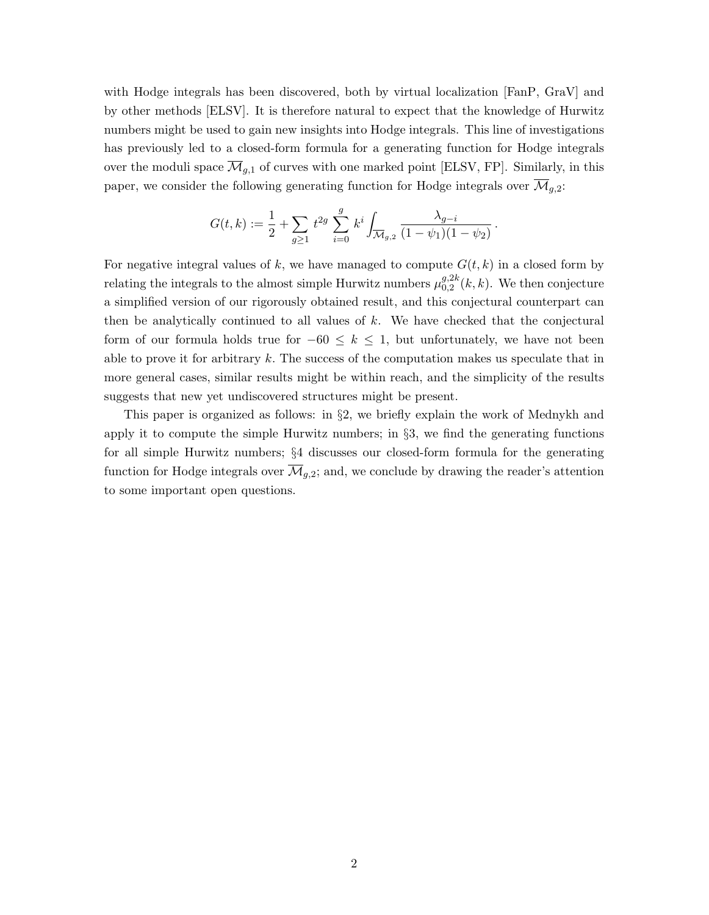with Hodge integrals has been discovered, both by virtual localization [FanP, GraV] and by other methods [ELSV]. It is therefore natural to expect that the knowledge of Hurwitz numbers might be used to gain new insights into Hodge integrals. This line of investigations has previously led to a closed-form formula for a generating function for Hodge integrals over the moduli space $\overline{\mathcal{M}}_{g,1}$ of curves with one marked point [ELSV, FP]. Similarly, in this paper, we consider the following generating function for Hodge integrals over $\overline{\mathcal{M}}_{g,2}$:

$$G(t,k) := \frac{1}{2} + \sum_{g \geq 1} t^{2g} \sum_{i=0}^{g} k^i \int_{\overline{\mathcal{M}}_{g,2}} \frac{\lambda_{g-i}}{(1-\psi_1)(1-\psi_2)} \,.$$

For negative integral values of $k$, we have managed to compute $G(t,k)$ in a closed form by relating the integrals to the almost simple Hurwitz numbers $\mu_{0,2}^{g,2k}(k,k)$. We then conjecture a simplified version of our rigorously obtained result, and this conjectural counterpart can then be analytically continued to all values of $k$. We have checked that the conjectural form of our formula holds true for $-60 \leq k \leq 1$, but unfortunately, we have not been able to prove it for arbitrary $k$. The success of the computation makes us speculate that in more general cases, similar results might be within reach, and the simplicity of the results suggests that new yet undiscovered structures might be present.

This paper is organized as follows: in §2, we briefly explain the work of Mednykh and apply it to compute the simple Hurwitz numbers; in §3, we find the generating functions for all simple Hurwitz numbers; §4 discusses our closed-form formula for the generating function for Hodge integrals over $\overline{\mathcal{M}}_{g,2}$; and, we conclude by drawing the reader's attention to some important open questions.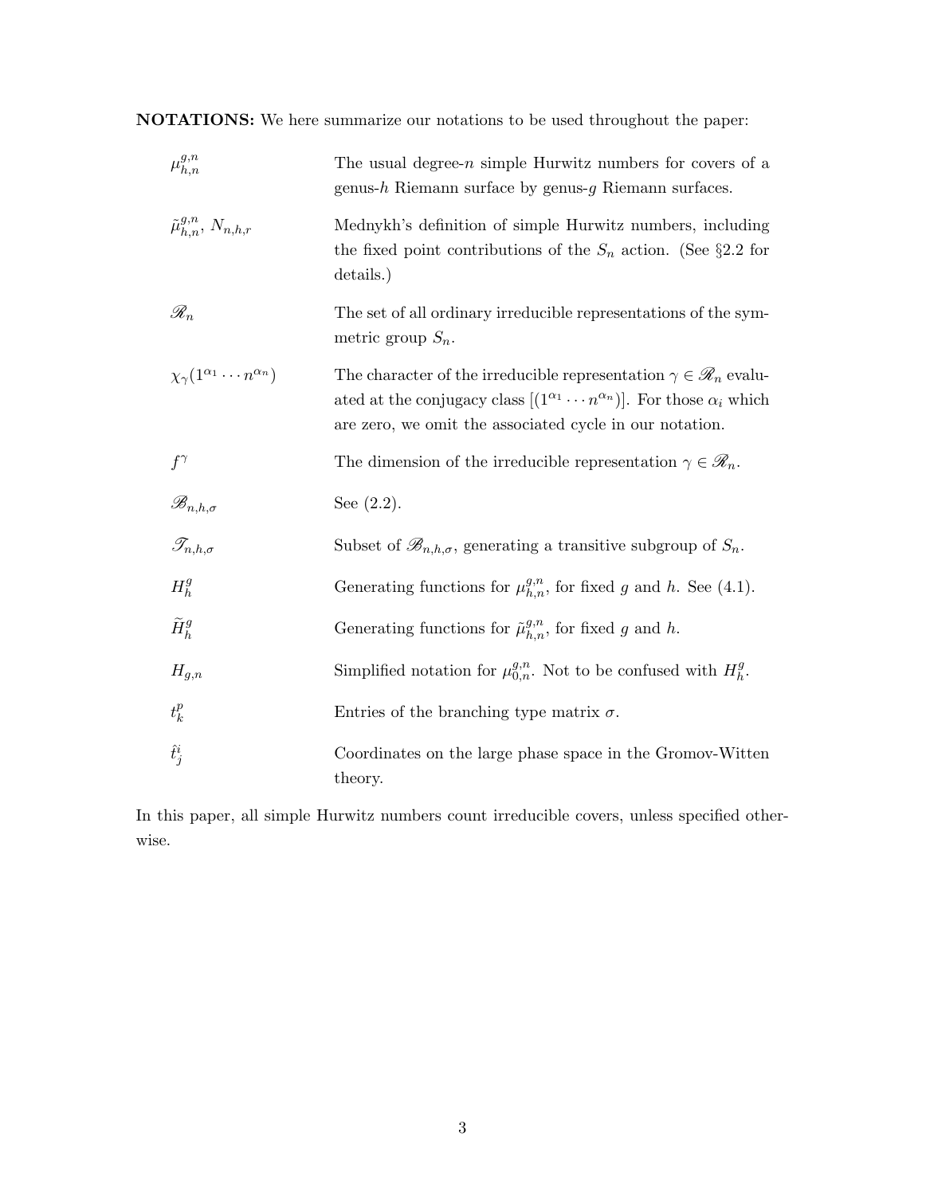**NOTATIONS:** We here summarize our notations to be used throughout the paper:

| | |
|---|---|
| $\mu^{g,n}_{h,n}$ | The usual degree-$n$ simple Hurwitz numbers for covers of a genus-$h$ Riemann surface by genus-$g$ Riemann surfaces. |
| $\tilde{\mu}^{g,n}_{h,n}$, $N_{n,h,r}$ | Mednykh's definition of simple Hurwitz numbers, including the fixed point contributions of the $S_n$ action. (See §2.2 for details.) |
| $\mathscr{R}_n$ | The set of all ordinary irreducible representations of the symmetric group $S_n$. |
| $\chi_\gamma(1^{\alpha_1}\cdots n^{\alpha_n})$ | The character of the irreducible representation $\gamma \in \mathscr{R}_n$ evaluated at the conjugacy class $[(1^{\alpha_1}\cdots n^{\alpha_n})]$. For those $\alpha_i$ which are zero, we omit the associated cycle in our notation. |
| $f^\gamma$ | The dimension of the irreducible representation $\gamma \in \mathscr{R}_n$. |
| $\mathscr{B}_{n,h,\sigma}$ | See (2.2). |
| $\mathscr{T}_{n,h,\sigma}$ | Subset of $\mathscr{B}_{n,h,\sigma}$, generating a transitive subgroup of $S_n$. |
| $H^g_h$ | Generating functions for $\mu^{g,n}_{h,n}$, for fixed $g$ and $h$. See (4.1). |
| $\widetilde{H}^g_h$ | Generating functions for $\tilde{\mu}^{g,n}_{h,n}$, for fixed $g$ and $h$. |
| $H_{g,n}$ | Simplified notation for $\mu^{g,n}_{0,n}$. Not to be confused with $H^g_h$. |
| $t^p_k$ | Entries of the branching type matrix $\sigma$. |
| $\hat{t}^i_j$ | Coordinates on the large phase space in the Gromov-Witten theory. |

In this paper, all simple Hurwitz numbers count irreducible covers, unless specified otherwise.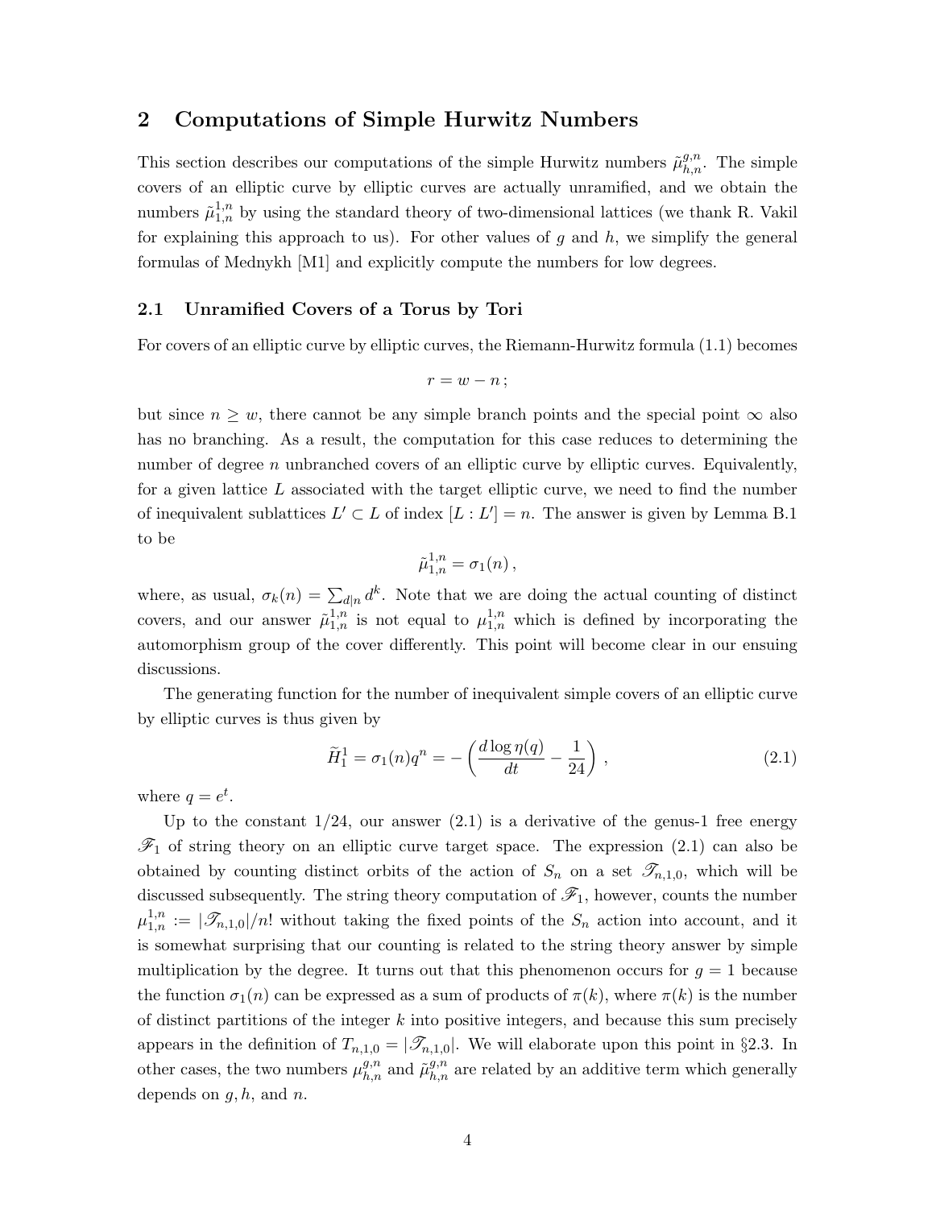## 2 Computations of Simple Hurwitz Numbers

This section describes our computations of the simple Hurwitz numbers $\tilde{\mu}^{g,n}_{h,n}$. The simple covers of an elliptic curve by elliptic curves are actually unramified, and we obtain the numbers $\tilde{\mu}^{1,n}_{1,n}$ by using the standard theory of two-dimensional lattices (we thank R. Vakil for explaining this approach to us). For other values of $g$ and $h$, we simplify the general formulas of Mednykh [M1] and explicitly compute the numbers for low degrees.

### 2.1 Unramified Covers of a Torus by Tori

For covers of an elliptic curve by elliptic curves, the Riemann-Hurwitz formula (1.1) becomes

$$r = w - n\,;$$

but since $n \geq w$, there cannot be any simple branch points and the special point $\infty$ also has no branching. As a result, the computation for this case reduces to determining the number of degree $n$ unbranched covers of an elliptic curve by elliptic curves. Equivalently, for a given lattice $L$ associated with the target elliptic curve, we need to find the number of inequivalent sublattices $L' \subset L$ of index $[L : L'] = n$. The answer is given by Lemma B.1 to be

$$\tilde{\mu}^{1,n}_{1,n} = \sigma_1(n)\,,$$

where, as usual, $\sigma_k(n) = \sum_{d|n} d^k$. Note that we are doing the actual counting of distinct covers, and our answer $\tilde{\mu}^{1,n}_{1,n}$ is not equal to $\mu^{1,n}_{1,n}$ which is defined by incorporating the automorphism group of the cover differently. This point will become clear in our ensuing discussions.

The generating function for the number of inequivalent simple covers of an elliptic curve by elliptic curves is thus given by

$$\widetilde{H}^1_1 = \sigma_1(n) q^n = -\left(\frac{d \log \eta(q)}{dt} - \frac{1}{24}\right)\,, \tag{2.1}$$

where $q = e^t$.

Up to the constant 1/24, our answer (2.1) is a derivative of the genus-1 free energy $\mathscr{F}_1$ of string theory on an elliptic curve target space. The expression (2.1) can also be obtained by counting distinct orbits of the action of $S_n$ on a set $\mathscr{T}_{n,1,0}$, which will be discussed subsequently. The string theory computation of $\mathscr{F}_1$, however, counts the number $\mu^{1,n}_{1,n} := |\mathscr{T}_{n,1,0}|/n!$ without taking the fixed points of the $S_n$ action into account, and it is somewhat surprising that our counting is related to the string theory answer by simple multiplication by the degree. It turns out that this phenomenon occurs for $g = 1$ because the function $\sigma_1(n)$ can be expressed as a sum of products of $\pi(k)$, where $\pi(k)$ is the number of distinct partitions of the integer $k$ into positive integers, and because this sum precisely appears in the definition of $T_{n,1,0} = |\mathscr{T}_{n,1,0}|$. We will elaborate upon this point in §2.3. In other cases, the two numbers $\mu^{g,n}_{h,n}$ and $\tilde{\mu}^{g,n}_{h,n}$ are related by an additive term which generally depends on $g, h$, and $n$.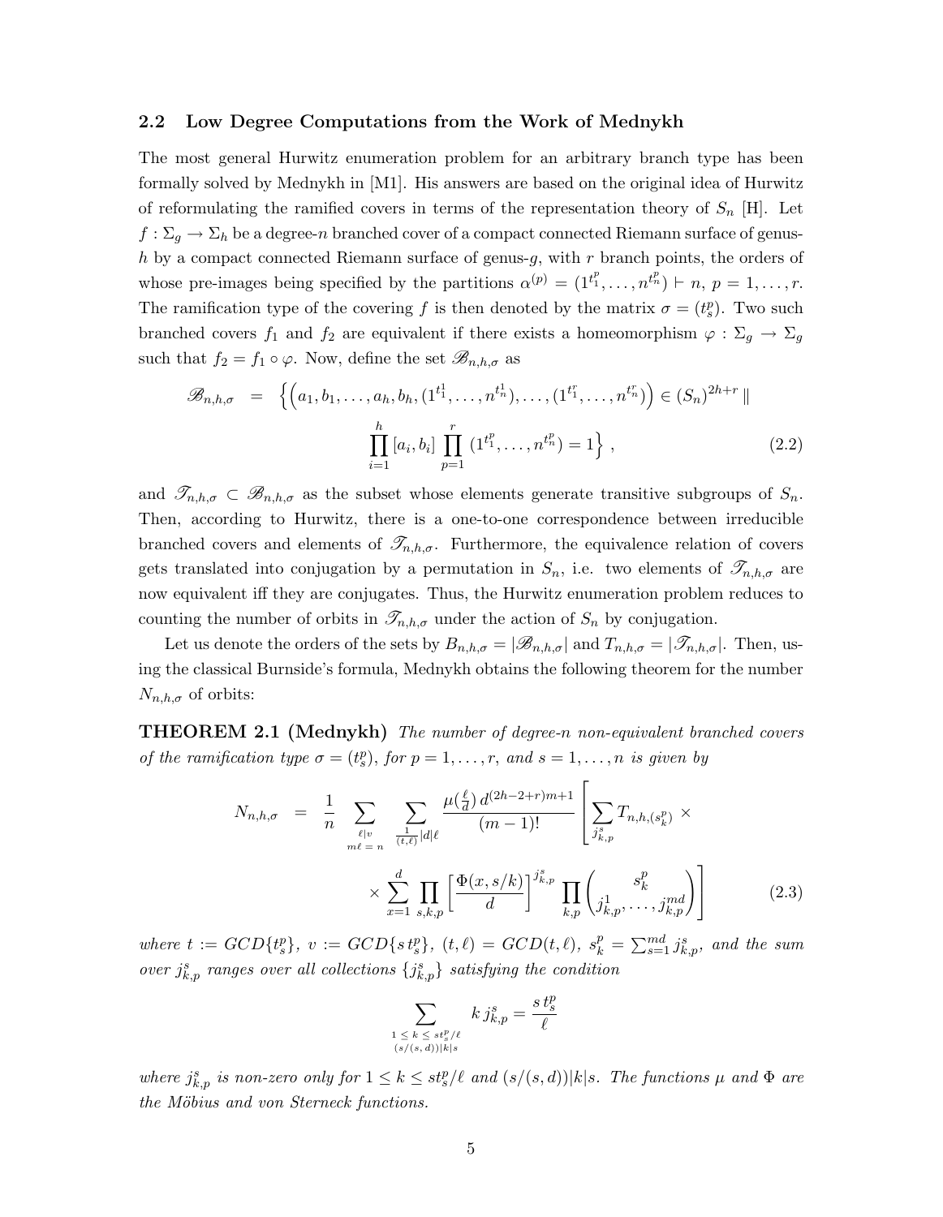### 2.2 Low Degree Computations from the Work of Mednykh

The most general Hurwitz enumeration problem for an arbitrary branch type has been formally solved by Mednykh in [M1]. His answers are based on the original idea of Hurwitz of reformulating the ramified covers in terms of the representation theory of $S_n$ [H]. Let $f : \Sigma_g \to \Sigma_h$ be a degree-$n$ branched cover of a compact connected Riemann surface of genus-$h$ by a compact connected Riemann surface of genus-$g$, with $r$ branch points, the orders of whose pre-images being specified by the partitions $\alpha^{(p)} = (1^{t_1^p}, \ldots, n^{t_n^p}) \vdash n$, $p = 1, \ldots, r$. The ramification type of the covering $f$ is then denoted by the matrix $\sigma = (t_s^p)$. Two such branched covers $f_1$ and $f_2$ are equivalent if there exists a homeomorphism $\varphi : \Sigma_g \to \Sigma_g$ such that $f_2 = f_1 \circ \varphi$. Now, define the set $\mathscr{B}_{n,h,\sigma}$ as

$$
\begin{aligned}
\mathscr{B}_{n,h,\sigma} \;\; = \;\; \Big\{ \Big( a_1, b_1, \ldots, a_h, b_h, (1^{t_1^1}, \ldots, n^{t_n^1}), \ldots, (1^{t_1^r}, \ldots, n^{t_n^r}) \Big) \in (S_n)^{2h+r} \, \| \\
\prod_{i=1}^{h} [a_i, b_i] \prod_{p=1}^{r} (1^{t_1^p}, \ldots, n^{t_n^p}) = 1 \Big\} \, , \qquad (2.2)
\end{aligned}
$$

and $\mathscr{T}_{n,h,\sigma} \subset \mathscr{B}_{n,h,\sigma}$ as the subset whose elements generate transitive subgroups of $S_n$. Then, according to Hurwitz, there is a one-to-one correspondence between irreducible branched covers and elements of $\mathscr{T}_{n,h,\sigma}$. Furthermore, the equivalence relation of covers gets translated into conjugation by a permutation in $S_n$, i.e. two elements of $\mathscr{T}_{n,h,\sigma}$ are now equivalent iff they are conjugates. Thus, the Hurwitz enumeration problem reduces to counting the number of orbits in $\mathscr{T}_{n,h,\sigma}$ under the action of $S_n$ by conjugation.

Let us denote the orders of the sets by $B_{n,h,\sigma} = |\mathscr{B}_{n,h,\sigma}|$ and $T_{n,h,\sigma} = |\mathscr{T}_{n,h,\sigma}|$. Then, using the classical Burnside's formula, Mednykh obtains the following theorem for the number $N_{n,h,\sigma}$ of orbits:

**THEOREM 2.1 (Mednykh)** *The number of degree-$n$ non-equivalent branched covers of the ramification type $\sigma = (t_s^p)$, for $p = 1, \ldots, r$, and $s = 1, \ldots, n$ is given by*

$$
\begin{aligned}
N_{n,h,\sigma} \;\; = \;\; \frac{1}{n} \sum_{\substack{\ell | v \\ m\ell = n}} \; \sum_{\frac{1}{(t,\ell)}|d|\ell} \frac{\mu(\frac{\ell}{d})\, d^{(2h-2+r)m+1}}{(m-1)!} \Bigg[ \sum_{j_{k,p}^s} T_{n,h,(s_k^p)} \, \times \\
\times \sum_{x=1}^{d} \prod_{s,k,p} \left[ \frac{\Phi(x, s/k)}{d} \right]^{j_{k,p}^s} \prod_{k,p} \binom{s_k^p}{j_{k,p}^1, \ldots, j_{k,p}^{md}} \Bigg] \qquad (2.3)
\end{aligned}
$$

*where $t := GCD\{t_s^p\}$, $v := GCD\{s\, t_s^p\}$, $(t, \ell) = GCD(t, \ell)$, $s_k^p = \sum_{s=1}^{md} j_{k,p}^s$, and the sum over $j_{k,p}^s$ ranges over all collections $\{j_{k,p}^s\}$ satisfying the condition*

$$
\sum_{\substack{1 \,\le\, k \,\le\, s t_s^p/\ell \\ (s/(s,\,d))|k|s}} k\, j_{k,p}^s = \frac{s\, t_s^p}{\ell}
$$

*where $j_{k,p}^s$ is non-zero only for $1 \le k \le s t_s^p/\ell$ and $(s/(s,d))|k|s$. The functions $\mu$ and $\Phi$ are the Möbius and von Sterneck functions.*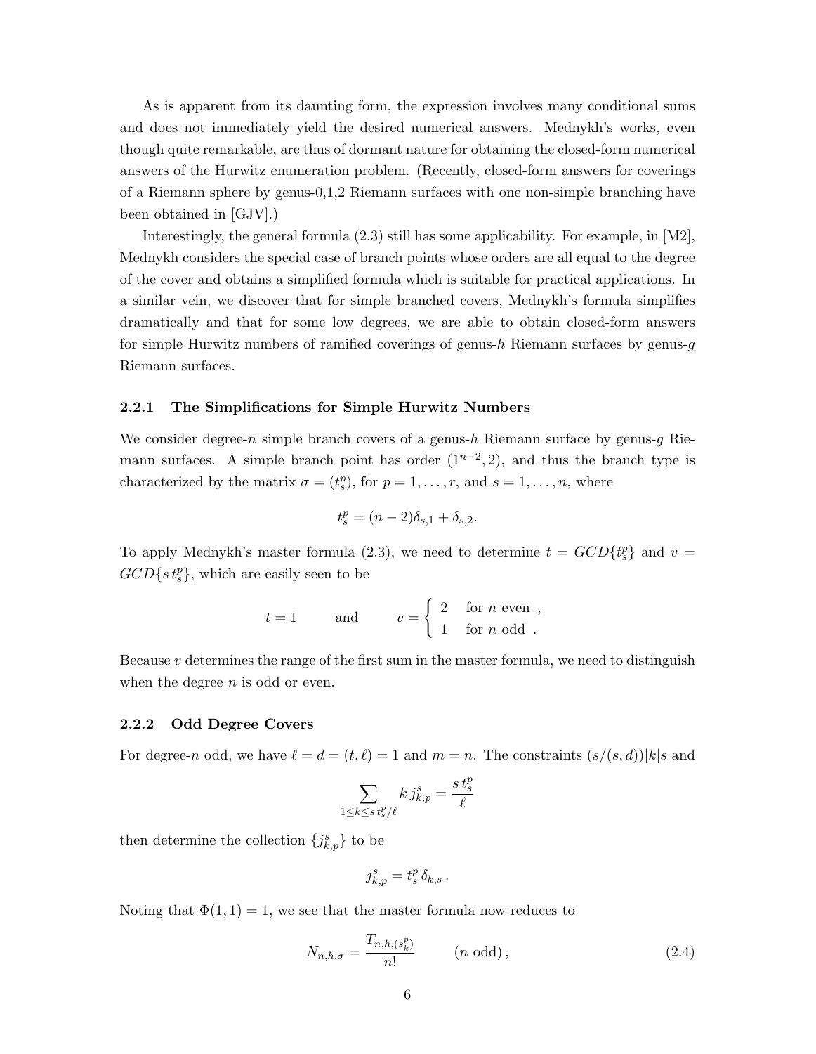As is apparent from its daunting form, the expression involves many conditional sums and does not immediately yield the desired numerical answers. Mednykh's works, even though quite remarkable, are thus of dormant nature for obtaining the closed-form numerical answers of the Hurwitz enumeration problem. (Recently, closed-form answers for coverings of a Riemann sphere by genus-0,1,2 Riemann surfaces with one non-simple branching have been obtained in [GJV].)

Interestingly, the general formula (2.3) still has some applicability. For example, in [M2], Mednykh considers the special case of branch points whose orders are all equal to the degree of the cover and obtains a simplified formula which is suitable for practical applications. In a similar vein, we discover that for simple branched covers, Mednykh's formula simplifies dramatically and that for some low degrees, we are able to obtain closed-form answers for simple Hurwitz numbers of ramified coverings of genus-$h$ Riemann surfaces by genus-$g$ Riemann surfaces.

### 2.2.1 The Simplifications for Simple Hurwitz Numbers

We consider degree-$n$ simple branch covers of a genus-$h$ Riemann surface by genus-$g$ Riemann surfaces. A simple branch point has order $(1^{n-2}, 2)$, and thus the branch type is characterized by the matrix $\sigma = (t_s^p)$, for $p = 1, \ldots, r$, and $s = 1, \ldots, n$, where

$$t_s^p = (n-2)\delta_{s,1} + \delta_{s,2}.$$

To apply Mednykh's master formula (2.3), we need to determine $t = GCD\{t_s^p\}$ and $v = GCD\{s\, t_s^p\}$, which are easily seen to be

$$t = 1 \qquad \text{and} \qquad v = \begin{cases} 2 & \text{for } n \text{ even} \;, \\ 1 & \text{for } n \text{ odd} \;. \end{cases}$$

Because $v$ determines the range of the first sum in the master formula, we need to distinguish when the degree $n$ is odd or even.

### 2.2.2 Odd Degree Covers

For degree-$n$ odd, we have $\ell = d = (t, \ell) = 1$ and $m = n$. The constraints $(s/(s,d))|k|s$ and

$$\sum_{1 \le k \le s\, t_s^p/\ell} k\, j_{k,p}^s = \frac{s\, t_s^p}{\ell}$$

then determine the collection $\{j_{k,p}^s\}$ to be

$$j_{k,p}^s = t_s^p\, \delta_{k,s}\,.$$

Noting that $\Phi(1,1) = 1$, we see that the master formula now reduces to

$$N_{n,h,\sigma} = \frac{T_{n,h,(s_k^p)}}{n!} \qquad (n \text{ odd})\,, \tag{2.4}$$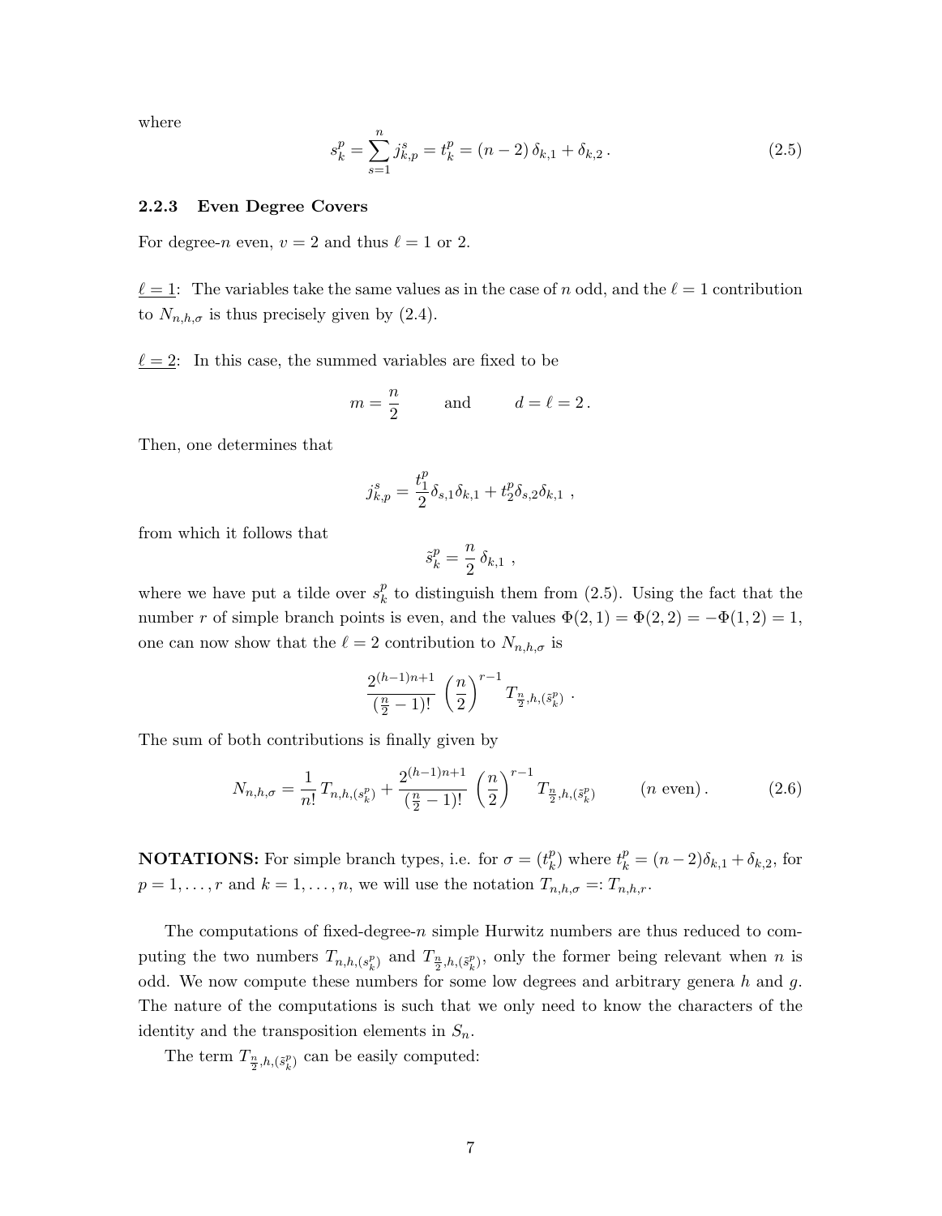where

$$s_k^p = \sum_{s=1}^{n} j_{k,p}^s = t_k^p = (n-2)\,\delta_{k,1} + \delta_{k,2}\,. \tag{2.5}$$

### 2.2.3 Even Degree Covers

For degree-$n$ even, $v = 2$ and thus $\ell = 1$ or $2$.

$\underline{\ell = 1}$: The variables take the same values as in the case of $n$ odd, and the $\ell = 1$ contribution to $N_{n,h,\sigma}$ is thus precisely given by (2.4).

$\underline{\ell = 2}$: In this case, the summed variables are fixed to be

$$m = \frac{n}{2} \qquad \text{and} \qquad d = \ell = 2\,.$$

Then, one determines that

$$j_{k,p}^s = \frac{t_1^p}{2}\delta_{s,1}\delta_{k,1} + t_2^p\delta_{s,2}\delta_{k,1}\ ,$$

from which it follows that

$$\tilde{s}_k^p = \frac{n}{2}\,\delta_{k,1}\ ,$$

where we have put a tilde over $s_k^p$ to distinguish them from (2.5). Using the fact that the number $r$ of simple branch points is even, and the values $\Phi(2,1) = \Phi(2,2) = -\Phi(1,2) = 1$, one can now show that the $\ell = 2$ contribution to $N_{n,h,\sigma}$ is

$$\frac{2^{(h-1)n+1}}{(\frac{n}{2}-1)!}\left(\frac{n}{2}\right)^{r-1} T_{\frac{n}{2},h,(\tilde{s}_k^p)}\ .$$

The sum of both contributions is finally given by

$$N_{n,h,\sigma} = \frac{1}{n!}\,T_{n,h,(s_k^p)} + \frac{2^{(h-1)n+1}}{(\frac{n}{2}-1)!}\left(\frac{n}{2}\right)^{r-1} T_{\frac{n}{2},h,(\tilde{s}_k^p)} \qquad (n \text{ even})\,. \tag{2.6}$$

**NOTATIONS:** For simple branch types, i.e. for $\sigma = (t_k^p)$ where $t_k^p = (n-2)\delta_{k,1} + \delta_{k,2}$, for $p = 1, \ldots, r$ and $k = 1, \ldots, n$, we will use the notation $T_{n,h,\sigma} =: T_{n,h,r}$.

The computations of fixed-degree-$n$ simple Hurwitz numbers are thus reduced to computing the two numbers $T_{n,h,(s_k^p)}$ and $T_{\frac{n}{2},h,(\tilde{s}_k^p)}$, only the former being relevant when $n$ is odd. We now compute these numbers for some low degrees and arbitrary genera $h$ and $g$. The nature of the computations is such that we only need to know the characters of the identity and the transposition elements in $S_n$.

The term $T_{\frac{n}{2},h,(\tilde{s}_k^p)}$ can be easily computed: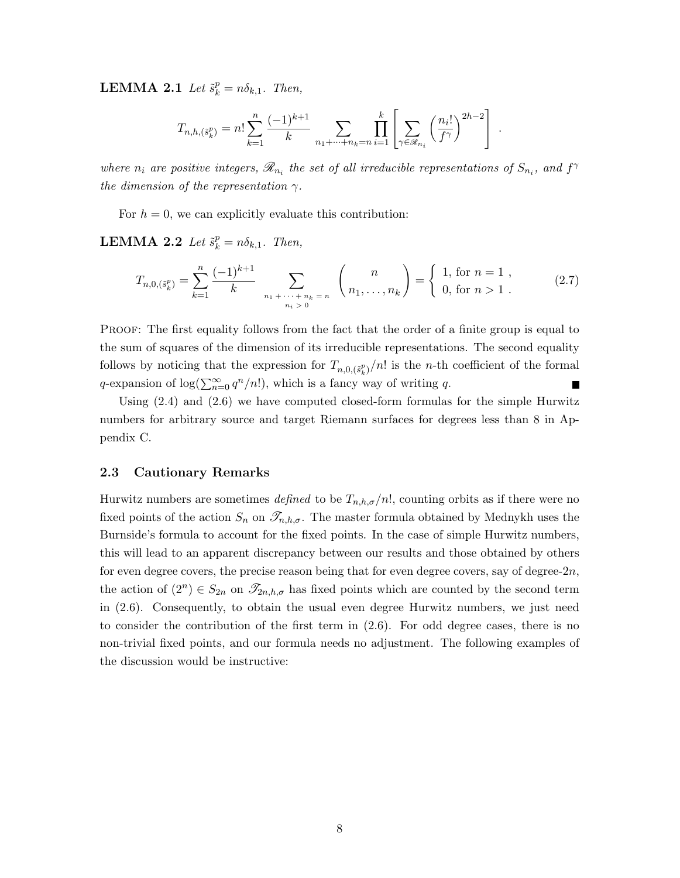**LEMMA 2.1** *Let $\tilde{s}^p_k = n\delta_{k,1}$. Then,*

$$T_{n,h,(\tilde{s}^p_k)} = n! \sum_{k=1}^{n} \frac{(-1)^{k+1}}{k} \sum_{n_1+\cdots+n_k=n} \prod_{i=1}^{k} \left[ \sum_{\gamma \in \mathscr{R}_{n_i}} \left( \frac{n_i!}{f^\gamma} \right)^{2h-2} \right] .$$

*where $n_i$ are positive integers, $\mathscr{R}_{n_i}$ the set of all irreducible representations of $S_{n_i}$, and $f^\gamma$ the dimension of the representation $\gamma$.*

For $h = 0$, we can explicitly evaluate this contribution:

**LEMMA 2.2** *Let $\tilde{s}^p_k = n\delta_{k,1}$. Then,*

$$T_{n,0,(\tilde{s}^p_k)} = \sum_{k=1}^{n} \frac{(-1)^{k+1}}{k} \sum_{\substack{n_1 + \cdots + n_k = n \\ n_i > 0}} \binom{n}{n_1, \ldots, n_k} = \begin{cases} 1, \text{ for } n = 1 \ , \\ 0, \text{ for } n > 1 \ . \end{cases} \tag{2.7}$$

Proof: The first equality follows from the fact that the order of a finite group is equal to the sum of squares of the dimension of its irreducible representations. The second equality follows by noticing that the expression for $T_{n,0,(\tilde{s}^p_k)}/n!$ is the $n$-th coefficient of the formal $q$-expansion of $\log(\sum_{n=0}^{\infty} q^n/n!)$, which is a fancy way of writing $q$. ∎

Using (2.4) and (2.6) we have computed closed-form formulas for the simple Hurwitz numbers for arbitrary source and target Riemann surfaces for degrees less than 8 in Appendix C.

### 2.3 Cautionary Remarks

Hurwitz numbers are sometimes *defined* to be $T_{n,h,\sigma}/n!$, counting orbits as if there were no fixed points of the action $S_n$ on $\mathscr{T}_{n,h,\sigma}$. The master formula obtained by Mednykh uses the Burnside's formula to account for the fixed points. In the case of simple Hurwitz numbers, this will lead to an apparent discrepancy between our results and those obtained by others for even degree covers, the precise reason being that for even degree covers, say of degree-$2n$, the action of $(2^n) \in S_{2n}$ on $\mathscr{T}_{2n,h,\sigma}$ has fixed points which are counted by the second term in (2.6). Consequently, to obtain the usual even degree Hurwitz numbers, we just need to consider the contribution of the first term in (2.6). For odd degree cases, there is no non-trivial fixed points, and our formula needs no adjustment. The following examples of the discussion would be instructive: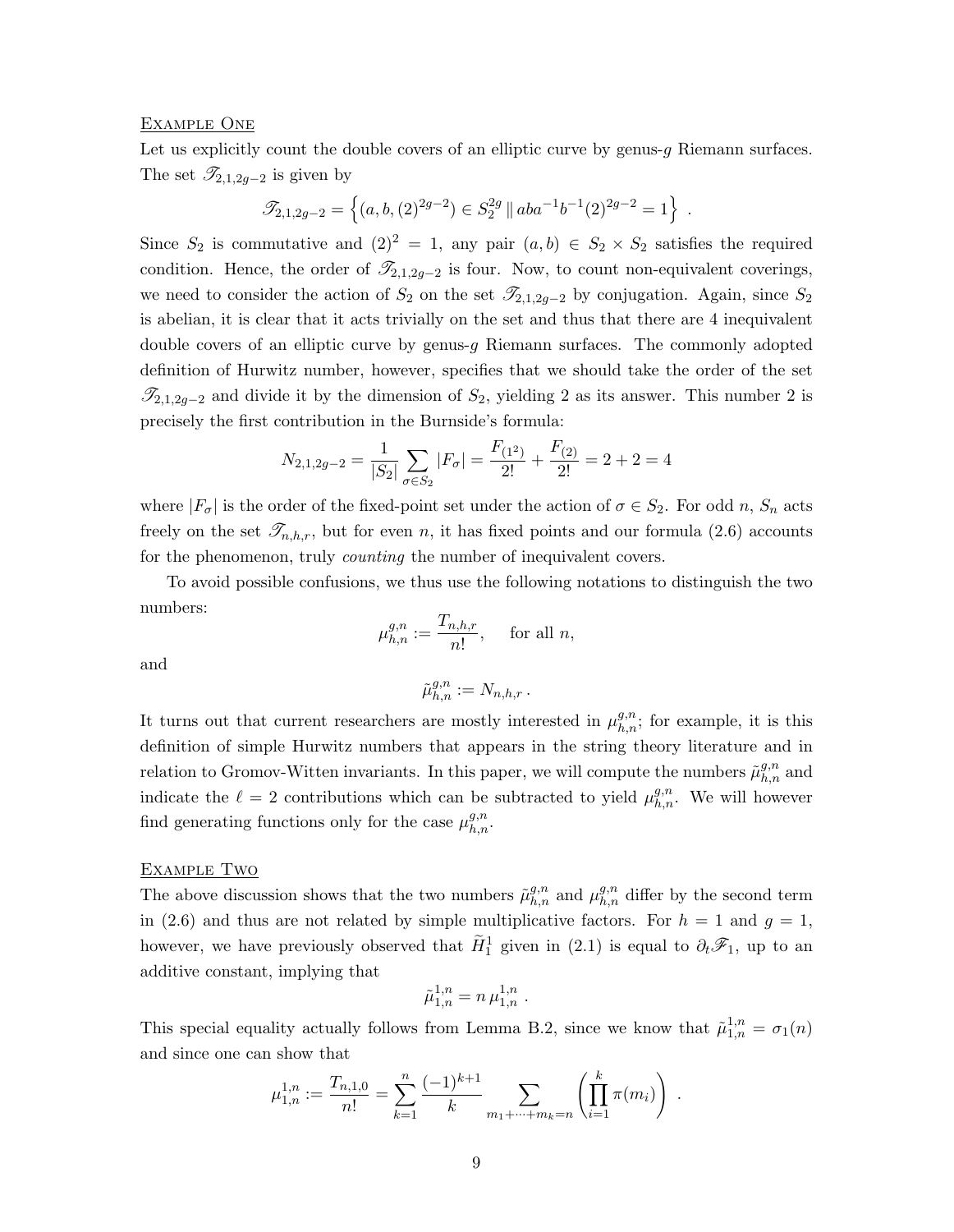Example One

Let us explicitly count the double covers of an elliptic curve by genus-$g$ Riemann surfaces. The set $\mathscr{T}_{2,1,2g-2}$ is given by

$$\mathscr{T}_{2,1,2g-2} = \left\{ (a, b, (2)^{2g-2}) \in S_2^{2g} \parallel aba^{-1}b^{-1}(2)^{2g-2} = 1 \right\} .$$

Since $S_2$ is commutative and $(2)^2 = 1$, any pair $(a, b) \in S_2 \times S_2$ satisfies the required condition. Hence, the order of $\mathscr{T}_{2,1,2g-2}$ is four. Now, to count non-equivalent coverings, we need to consider the action of $S_2$ on the set $\mathscr{T}_{2,1,2g-2}$ by conjugation. Again, since $S_2$ is abelian, it is clear that it acts trivially on the set and thus that there are 4 inequivalent double covers of an elliptic curve by genus-$g$ Riemann surfaces. The commonly adopted definition of Hurwitz number, however, specifies that we should take the order of the set $\mathscr{T}_{2,1,2g-2}$ and divide it by the dimension of $S_2$, yielding 2 as its answer. This number 2 is precisely the first contribution in the Burnside's formula:

$$N_{2,1,2g-2} = \frac{1}{|S_2|} \sum_{\sigma \in S_2} |F_\sigma| = \frac{F_{(1^2)}}{2!} + \frac{F_{(2)}}{2!} = 2 + 2 = 4$$

where $|F_\sigma|$ is the order of the fixed-point set under the action of $\sigma \in S_2$. For odd $n$, $S_n$ acts freely on the set $\mathscr{T}_{n,h,r}$, but for even $n$, it has fixed points and our formula (2.6) accounts for the phenomenon, truly *counting* the number of inequivalent covers.

To avoid possible confusions, we thus use the following notations to distinguish the two numbers:

$$\mu_{h,n}^{g,n} := \frac{T_{n,h,r}}{n!}, \quad \text{for all } n,$$

and

$$\tilde{\mu}_{h,n}^{g,n} := N_{n,h,r} .$$

It turns out that current researchers are mostly interested in $\mu_{h,n}^{g,n}$; for example, it is this definition of simple Hurwitz numbers that appears in the string theory literature and in relation to Gromov-Witten invariants. In this paper, we will compute the numbers $\tilde{\mu}_{h,n}^{g,n}$ and indicate the $\ell = 2$ contributions which can be subtracted to yield $\mu_{h,n}^{g,n}$. We will however find generating functions only for the case $\mu_{h,n}^{g,n}$.

Example Two

The above discussion shows that the two numbers $\tilde{\mu}_{h,n}^{g,n}$ and $\mu_{h,n}^{g,n}$ differ by the second term in (2.6) and thus are not related by simple multiplicative factors. For $h = 1$ and $g = 1$, however, we have previously observed that $\widetilde{H}_1^1$ given in (2.1) is equal to $\partial_t \mathscr{F}_1$, up to an additive constant, implying that

$$\tilde{\mu}_{1,n}^{1,n} = n\, \mu_{1,n}^{1,n} .$$

This special equality actually follows from Lemma B.2, since we know that $\tilde{\mu}_{1,n}^{1,n} = \sigma_1(n)$ and since one can show that

$$\mu_{1,n}^{1,n} := \frac{T_{n,1,0}}{n!} = \sum_{k=1}^{n} \frac{(-1)^{k+1}}{k} \sum_{m_1 + \cdots + m_k = n} \left( \prod_{i=1}^{k} \pi(m_i) \right) .$$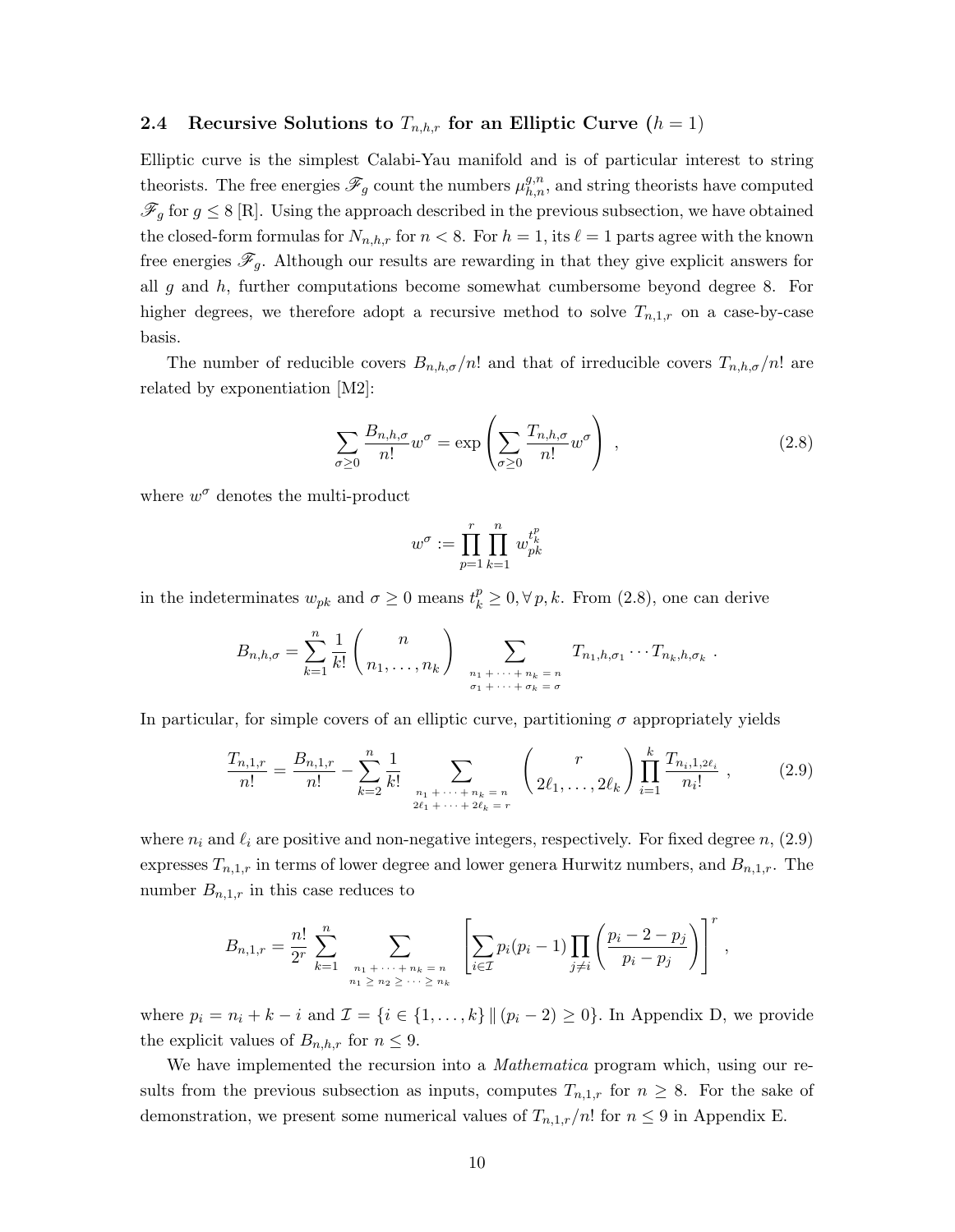### 2.4 Recursive Solutions to $T_{n,h,r}$ for an Elliptic Curve ($h = 1$)

Elliptic curve is the simplest Calabi-Yau manifold and is of particular interest to string theorists. The free energies $\mathscr{F}_g$ count the numbers $\mu^{g,n}_{h,n}$, and string theorists have computed $\mathscr{F}_g$ for $g \leq 8$ [R]. Using the approach described in the previous subsection, we have obtained the closed-form formulas for $N_{n,h,r}$ for $n < 8$. For $h = 1$, its $\ell = 1$ parts agree with the known free energies $\mathscr{F}_g$. Although our results are rewarding in that they give explicit answers for all $g$ and $h$, further computations become somewhat cumbersome beyond degree 8. For higher degrees, we therefore adopt a recursive method to solve $T_{n,1,r}$ on a case-by-case basis.

The number of reducible covers $B_{n,h,\sigma}/n!$ and that of irreducible covers $T_{n,h,\sigma}/n!$ are related by exponentiation [M2]:

$$\sum_{\sigma \geq 0} \frac{B_{n,h,\sigma}}{n!} w^\sigma = \exp\left( \sum_{\sigma \geq 0} \frac{T_{n,h,\sigma}}{n!} w^\sigma \right) , \tag{2.8}$$

where $w^\sigma$ denotes the multi-product

$$w^\sigma := \prod_{p=1}^{r} \prod_{k=1}^{n} w_{pk}^{t_k^p}$$

in the indeterminates $w_{pk}$ and $\sigma \geq 0$ means $t_k^p \geq 0, \forall\, p, k$. From (2.8), one can derive

$$B_{n,h,\sigma} = \sum_{k=1}^{n} \frac{1}{k!} \binom{n}{n_1, \ldots, n_k} \sum_{\substack{n_1 + \cdots + n_k = n \\ \sigma_1 + \cdots + \sigma_k = \sigma}} T_{n_1,h,\sigma_1} \cdots T_{n_k,h,\sigma_k} \; .$$

In particular, for simple covers of an elliptic curve, partitioning $\sigma$ appropriately yields

$$\frac{T_{n,1,r}}{n!} = \frac{B_{n,1,r}}{n!} - \sum_{k=2}^{n} \frac{1}{k!} \sum_{\substack{n_1 + \cdots + n_k = n \\ 2\ell_1 + \cdots + 2\ell_k = r}} \binom{r}{2\ell_1, \ldots, 2\ell_k} \prod_{i=1}^{k} \frac{T_{n_i,1,2\ell_i}}{n_i!} \; , \tag{2.9}$$

where $n_i$ and $\ell_i$ are positive and non-negative integers, respectively. For fixed degree $n$, (2.9) expresses $T_{n,1,r}$ in terms of lower degree and lower genera Hurwitz numbers, and $B_{n,1,r}$. The number $B_{n,1,r}$ in this case reduces to

$$B_{n,1,r} = \frac{n!}{2^r} \sum_{k=1}^{n} \sum_{\substack{n_1 + \cdots + n_k = n \\ n_1 \geq n_2 \geq \cdots \geq n_k}} \left[ \sum_{i \in \mathcal{I}} p_i(p_i - 1) \prod_{j \neq i} \left( \frac{p_i - 2 - p_j}{p_i - p_j} \right) \right]^r ,$$

where $p_i = n_i + k - i$ and $\mathcal{I} = \{ i \in \{1, \ldots, k\} \,\|\, (p_i - 2) \geq 0 \}$. In Appendix D, we provide the explicit values of $B_{n,h,r}$ for $n \leq 9$.

We have implemented the recursion into a *Mathematica* program which, using our results from the previous subsection as inputs, computes $T_{n,1,r}$ for $n \geq 8$. For the sake of demonstration, we present some numerical values of $T_{n,1,r}/n!$ for $n \leq 9$ in Appendix E.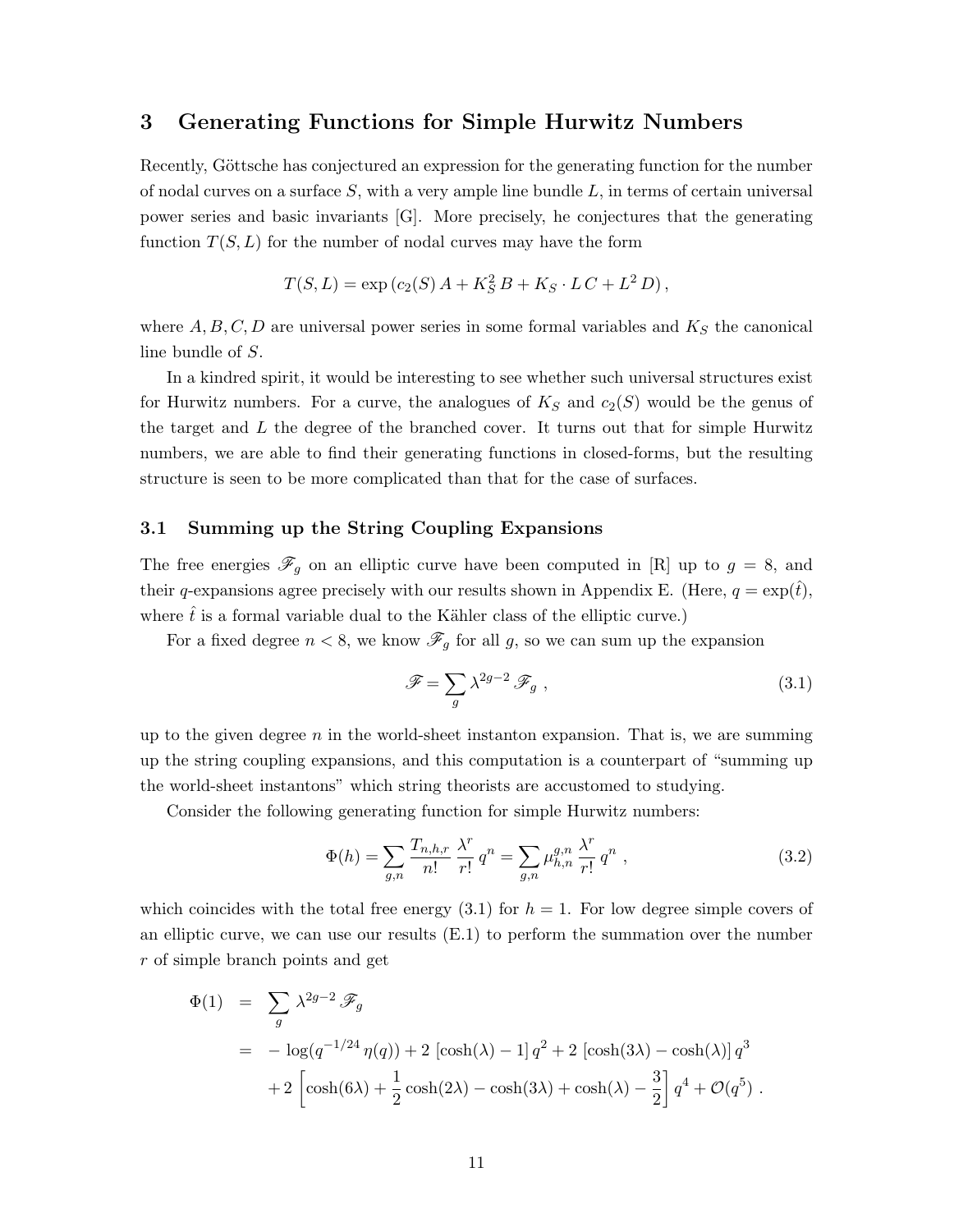# 3 Generating Functions for Simple Hurwitz Numbers

Recently, Göttsche has conjectured an expression for the generating function for the number of nodal curves on a surface $S$, with a very ample line bundle $L$, in terms of certain universal power series and basic invariants [G]. More precisely, he conjectures that the generating function $T(S,L)$ for the number of nodal curves may have the form

$$T(S,L) = \exp\left(c_2(S)\, A + K_S^2\, B + K_S \cdot L\, C + L^2\, D\right),$$

where $A, B, C, D$ are universal power series in some formal variables and $K_S$ the canonical line bundle of $S$.

In a kindred spirit, it would be interesting to see whether such universal structures exist for Hurwitz numbers. For a curve, the analogues of $K_S$ and $c_2(S)$ would be the genus of the target and $L$ the degree of the branched cover. It turns out that for simple Hurwitz numbers, we are able to find their generating functions in closed-forms, but the resulting structure is seen to be more complicated than that for the case of surfaces.

## 3.1 Summing up the String Coupling Expansions

The free energies $\mathscr{F}_g$ on an elliptic curve have been computed in [R] up to $g = 8$, and their $q$-expansions agree precisely with our results shown in Appendix E. (Here, $q = \exp(\hat{t})$, where $\hat{t}$ is a formal variable dual to the Kähler class of the elliptic curve.)

For a fixed degree $n < 8$, we know $\mathscr{F}_g$ for all $g$, so we can sum up the expansion

$$\mathscr{F} = \sum_g \lambda^{2g-2}\, \mathscr{F}_g\ , \tag{3.1}$$

up to the given degree $n$ in the world-sheet instanton expansion. That is, we are summing up the string coupling expansions, and this computation is a counterpart of "summing up the world-sheet instantons" which string theorists are accustomed to studying.

Consider the following generating function for simple Hurwitz numbers:

$$\Phi(h) = \sum_{g,n} \frac{T_{n,h,r}}{n!}\, \frac{\lambda^r}{r!}\, q^n = \sum_{g,n} \mu^{g,n}_{h,n}\, \frac{\lambda^r}{r!}\, q^n\ , \tag{3.2}$$

which coincides with the total free energy (3.1) for $h = 1$. For low degree simple covers of an elliptic curve, we can use our results (E.1) to perform the summation over the number $r$ of simple branch points and get

$$\begin{aligned}
\Phi(1) &= \sum_g \lambda^{2g-2}\, \mathscr{F}_g \\
&= -\log(q^{-1/24}\, \eta(q)) + 2\, [\cosh(\lambda) - 1]\, q^2 + 2\, [\cosh(3\lambda) - \cosh(\lambda)]\, q^3 \\
&\quad + 2\left[\cosh(6\lambda) + \frac{1}{2}\cosh(2\lambda) - \cosh(3\lambda) + \cosh(\lambda) - \frac{3}{2}\right] q^4 + \mathcal{O}(q^5)\ .
\end{aligned}$$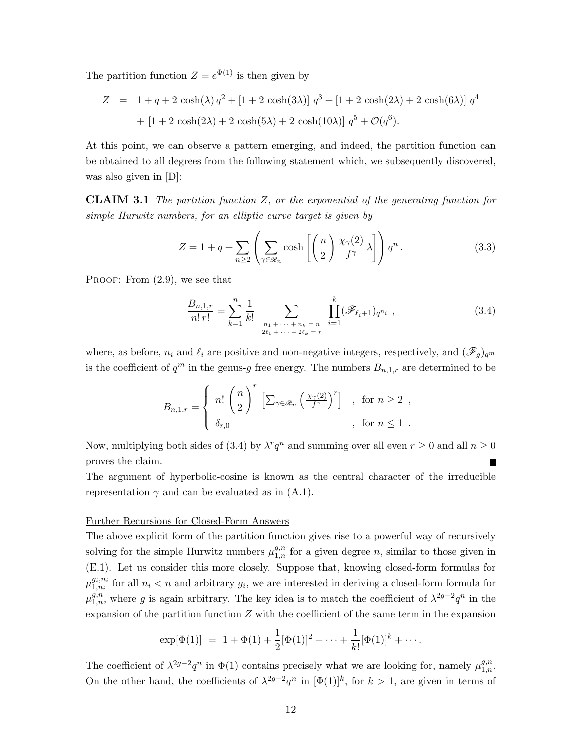The partition function $Z = e^{\Phi(1)}$ is then given by

$$
\begin{aligned}
Z &= 1 + q + 2\,\cosh(\lambda)\,q^2 + [1 + 2\,\cosh(3\lambda)]\;q^3 + [1 + 2\,\cosh(2\lambda) + 2\,\cosh(6\lambda)]\;q^4 \\
&\quad + [1 + 2\,\cosh(2\lambda) + 2\,\cosh(5\lambda) + 2\,\cosh(10\lambda)]\;q^5 + \mathcal{O}(q^6).
\end{aligned}
$$

At this point, we can observe a pattern emerging, and indeed, the partition function can be obtained to all degrees from the following statement which, we subsequently discovered, was also given in [D]:

**CLAIM 3.1** *The partition function $Z$, or the exponential of the generating function for simple Hurwitz numbers, for an elliptic curve target is given by*

$$
Z = 1 + q + \sum_{n\geq 2}\left(\sum_{\gamma\in\mathscr{R}_n} \cosh\left[\binom{n}{2}\frac{\chi_\gamma(2)}{f^\gamma}\,\lambda\right]\right) q^n\,. \tag{3.3}
$$

PROOF: From (2.9), we see that

$$
\frac{B_{n,1,r}}{n!\,r!} = \sum_{k=1}^{n}\frac{1}{k!}\sum_{\substack{n_1+\cdots+n_k=n\\ 2\ell_1+\cdots+2\ell_k=r}}\prod_{i=1}^{k}(\mathscr{F}_{\ell_i+1})_{q^{n_i}}\ , \tag{3.4}
$$

where, as before, $n_i$ and $\ell_i$ are positive and non-negative integers, respectively, and $(\mathscr{F}_g)_{q^m}$ is the coefficient of $q^m$ in the genus-$g$ free energy. The numbers $B_{n,1,r}$ are determined to be

$$
B_{n,1,r} = \begin{cases} n!\binom{n}{2}^r\left[\sum_{\gamma\in\mathscr{R}_n}\left(\frac{\chi_\gamma(2)}{f^\gamma}\right)^r\right] & ,\ \text{for } n\geq 2\ , \\ \delta_{r,0} & ,\ \text{for } n\leq 1\ . \end{cases}
$$

Now, multiplying both sides of (3.4) by $\lambda^r q^n$ and summing over all even $r \geq 0$ and all $n \geq 0$ proves the claim. ■

The argument of hyperbolic-cosine is known as the central character of the irreducible representation $\gamma$ and can be evaluated as in (A.1).

Further Recursions for Closed-Form Answers

The above explicit form of the partition function gives rise to a powerful way of recursively solving for the simple Hurwitz numbers $\mu^{g,n}_{1,n}$ for a given degree $n$, similar to those given in (E.1). Let us consider this more closely. Suppose that, knowing closed-form formulas for $\mu^{g_i,n_i}_{1,n_i}$ for all $n_i < n$ and arbitrary $g_i$, we are interested in deriving a closed-form formula for $\mu^{g,n}_{1,n}$, where $g$ is again arbitrary. The key idea is to match the coefficient of $\lambda^{2g-2}q^n$ in the expansion of the partition function $Z$ with the coefficient of the same term in the expansion

$$
\exp[\Phi(1)] \;=\; 1 + \Phi(1) + \frac{1}{2}[\Phi(1)]^2 + \cdots + \frac{1}{k!}[\Phi(1)]^k + \cdots.
$$

The coefficient of $\lambda^{2g-2}q^n$ in $\Phi(1)$ contains precisely what we are looking for, namely $\mu^{g,n}_{1,n}$. On the other hand, the coefficients of $\lambda^{2g-2}q^n$ in $[\Phi(1)]^k$, for $k > 1$, are given in terms of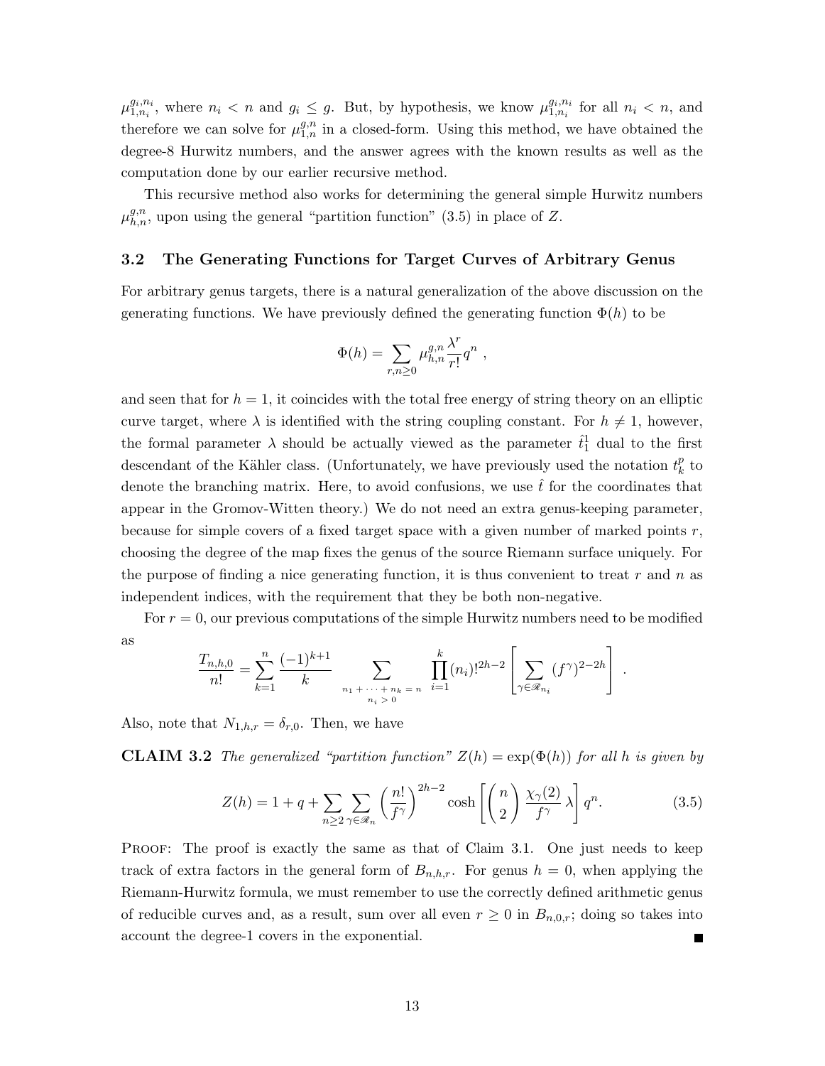$\mu^{g_i,n_i}_{1,n_i}$, where $n_i < n$ and $g_i \leq g$. But, by hypothesis, we know $\mu^{g_i,n_i}_{1,n_i}$ for all $n_i < n$, and therefore we can solve for $\mu^{g,n}_{1,n}$ in a closed-form. Using this method, we have obtained the degree-8 Hurwitz numbers, and the answer agrees with the known results as well as the computation done by our earlier recursive method.

This recursive method also works for determining the general simple Hurwitz numbers $\mu^{g,n}_{h,n}$, upon using the general "partition function" (3.5) in place of $Z$.

### 3.2 The Generating Functions for Target Curves of Arbitrary Genus

For arbitrary genus targets, there is a natural generalization of the above discussion on the generating functions. We have previously defined the generating function $\Phi(h)$ to be

$$\Phi(h) = \sum_{r,n\geq 0} \mu^{g,n}_{h,n} \frac{\lambda^r}{r!} q^n \ ,$$

and seen that for $h = 1$, it coincides with the total free energy of string theory on an elliptic curve target, where $\lambda$ is identified with the string coupling constant. For $h \neq 1$, however, the formal parameter $\lambda$ should be actually viewed as the parameter $\hat{t}^1_1$ dual to the first descendant of the Kähler class. (Unfortunately, we have previously used the notation $t^p_k$ to denote the branching matrix. Here, to avoid confusions, we use $\hat{t}$ for the coordinates that appear in the Gromov-Witten theory.) We do not need an extra genus-keeping parameter, because for simple covers of a fixed target space with a given number of marked points $r$, choosing the degree of the map fixes the genus of the source Riemann surface uniquely. For the purpose of finding a nice generating function, it is thus convenient to treat $r$ and $n$ as independent indices, with the requirement that they be both non-negative.

For $r = 0$, our previous computations of the simple Hurwitz numbers need to be modified as

$$\frac{T_{n,h,0}}{n!} = \sum_{k=1}^{n} \frac{(-1)^{k+1}}{k} \sum_{\substack{n_1 + \cdots + n_k = n \\ n_i > 0}} \prod_{i=1}^{k} (n_i)!^{2h-2} \left[ \sum_{\gamma \in \mathscr{R}_{n_i}} (f^\gamma)^{2-2h} \right] .$$

Also, note that $N_{1,h,r} = \delta_{r,0}$. Then, we have

**CLAIM 3.2** *The generalized "partition function" $Z(h) = \exp(\Phi(h))$ for all $h$ is given by*

$$Z(h) = 1 + q + \sum_{n\geq 2} \sum_{\gamma \in \mathscr{R}_n} \left( \frac{n!}{f^\gamma} \right)^{2h-2} \cosh \left[ \binom{n}{2} \frac{\chi_\gamma(2)}{f^\gamma} \lambda \right] q^n. \tag{3.5}$$

PROOF: The proof is exactly the same as that of Claim 3.1. One just needs to keep track of extra factors in the general form of $B_{n,h,r}$. For genus $h = 0$, when applying the Riemann-Hurwitz formula, we must remember to use the correctly defined arithmetic genus of reducible curves and, as a result, sum over all even $r \geq 0$ in $B_{n,0,r}$; doing so takes into account the degree-1 covers in the exponential. ■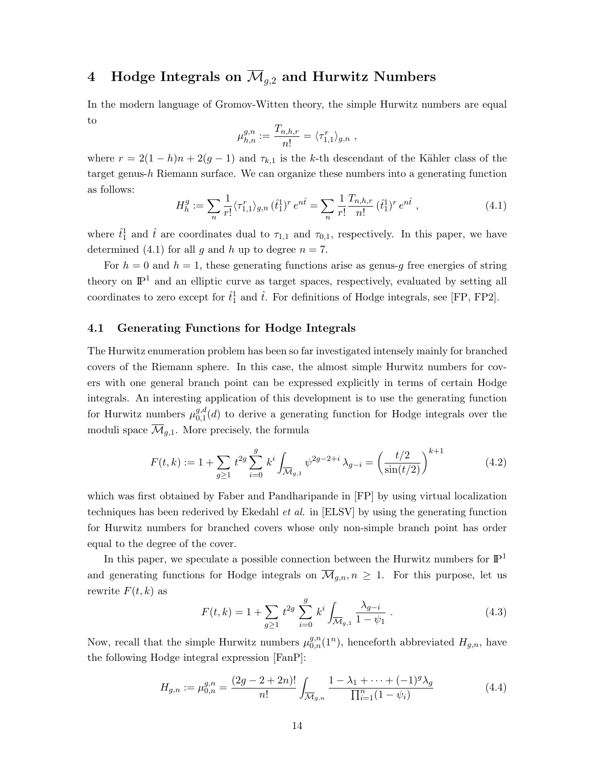# 4 Hodge Integrals on $\overline{\mathcal{M}}_{g,2}$ and Hurwitz Numbers

In the modern language of Gromov-Witten theory, the simple Hurwitz numbers are equal to

$$\mu^{g,n}_{h,n} := \frac{T_{n,h,r}}{n!} = \langle \tau^r_{1,1} \rangle_{g,n} ,$$

where $r = 2(1-h)n + 2(g-1)$ and $\tau_{k,1}$ is the $k$-th descendant of the Kähler class of the target genus-$h$ Riemann surface. We can organize these numbers into a generating function as follows:

$$H^g_h := \sum_n \frac{1}{r!} \langle \tau^r_{1,1} \rangle_{g,n} \, (\hat{t}^1_1)^r \, e^{n\hat{t}} = \sum_n \frac{1}{r!} \frac{T_{n,h,r}}{n!} \, (\hat{t}^1_1)^r \, e^{n\hat{t}} \; , \tag{4.1}$$

where $\hat{t}^1_1$ and $\hat{t}$ are coordinates dual to $\tau_{1,1}$ and $\tau_{0,1}$, respectively. In this paper, we have determined (4.1) for all $g$ and $h$ up to degree $n = 7$.

For $h = 0$ and $h = 1$, these generating functions arise as genus-$g$ free energies of string theory on $\mathbb{P}^1$ and an elliptic curve as target spaces, respectively, evaluated by setting all coordinates to zero except for $\hat{t}^1_1$ and $\hat{t}$. For definitions of Hodge integrals, see [FP, FP2].

## 4.1 Generating Functions for Hodge Integrals

The Hurwitz enumeration problem has been so far investigated intensely mainly for branched covers of the Riemann sphere. In this case, the almost simple Hurwitz numbers for covers with one general branch point can be expressed explicitly in terms of certain Hodge integrals. An interesting application of this development is to use the generating function for Hurwitz numbers $\mu^{g,d}_{0,1}(d)$ to derive a generating function for Hodge integrals over the moduli space $\overline{\mathcal{M}}_{g,1}$. More precisely, the formula

$$F(t,k) := 1 + \sum_{g \geq 1} t^{2g} \sum_{i=0}^{g} k^i \int_{\overline{\mathcal{M}}_{g,1}} \psi^{2g-2+i} \, \lambda_{g-i} = \left( \frac{t/2}{\sin(t/2)} \right)^{k+1} \tag{4.2}$$

which was first obtained by Faber and Pandharipande in [FP] by using virtual localization techniques has been rederived by Ekedahl *et al.* in [ELSV] by using the generating function for Hurwitz numbers for branched covers whose only non-simple branch point has order equal to the degree of the cover.

In this paper, we speculate a possible connection between the Hurwitz numbers for $\mathbb{P}^1$ and generating functions for Hodge integrals on $\overline{\mathcal{M}}_{g,n}, n \geq 1$. For this purpose, let us rewrite $F(t,k)$ as

$$F(t,k) = 1 + \sum_{g \geq 1} t^{2g} \sum_{i=0}^{g} k^i \int_{\overline{\mathcal{M}}_{g,1}} \frac{\lambda_{g-i}}{1 - \psi_1} \; . \tag{4.3}$$

Now, recall that the simple Hurwitz numbers $\mu^{g,n}_{0,n}(1^n)$, henceforth abbreviated $H_{g,n}$, have the following Hodge integral expression [FanP]:

$$H_{g,n} := \mu^{g,n}_{0,n} = \frac{(2g-2+2n)!}{n!} \int_{\overline{\mathcal{M}}_{g,n}} \frac{1 - \lambda_1 + \cdots + (-1)^g \lambda_g}{\prod_{i=1}^{n} (1 - \psi_i)} \tag{4.4}$$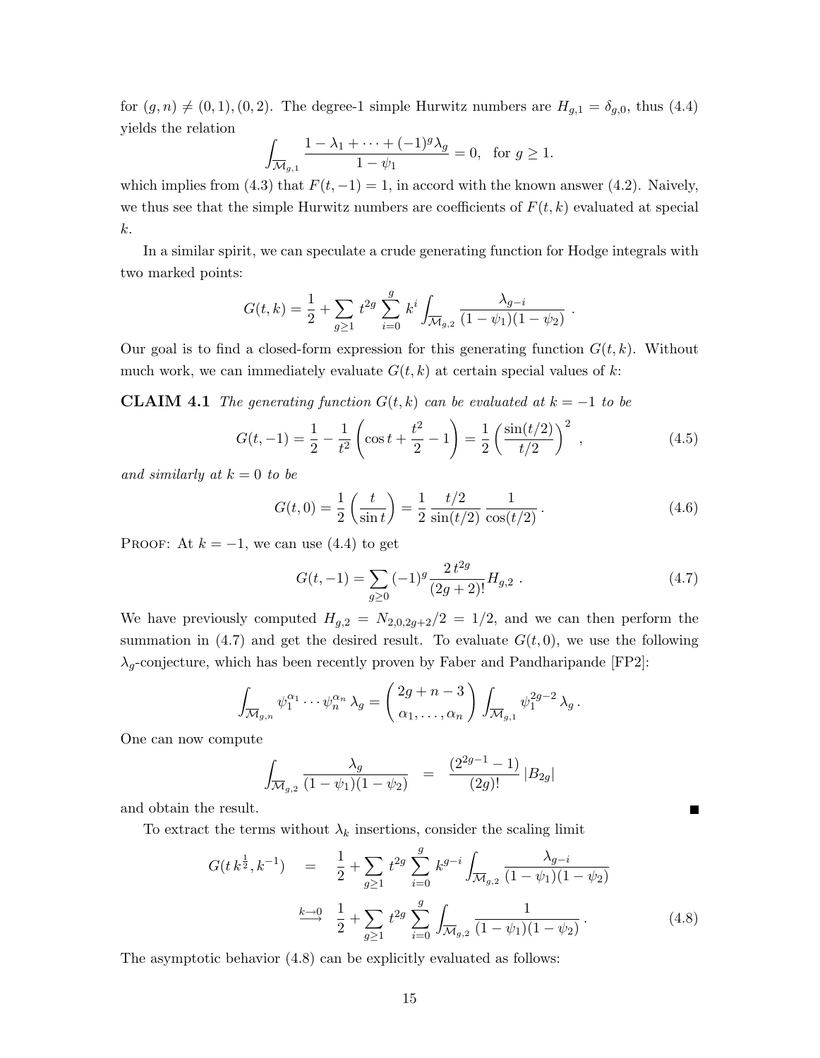for $(g,n) \neq (0,1),(0,2)$. The degree-1 simple Hurwitz numbers are $H_{g,1} = \delta_{g,0}$, thus (4.4) yields the relation

$$\int_{\overline{\mathcal{M}}_{g,1}} \frac{1 - \lambda_1 + \cdots + (-1)^g \lambda_g}{1 - \psi_1} = 0, \quad \text{for } g \geq 1.$$

which implies from (4.3) that $F(t,-1) = 1$, in accord with the known answer (4.2). Naively, we thus see that the simple Hurwitz numbers are coefficients of $F(t,k)$ evaluated at special $k$.

In a similar spirit, we can speculate a crude generating function for Hodge integrals with two marked points:

$$G(t,k) = \frac{1}{2} + \sum_{g\geq 1} t^{2g} \sum_{i=0}^{g} k^i \int_{\overline{\mathcal{M}}_{g,2}} \frac{\lambda_{g-i}}{(1-\psi_1)(1-\psi_2)} \ .$$

Our goal is to find a closed-form expression for this generating function $G(t,k)$. Without much work, we can immediately evaluate $G(t,k)$ at certain special values of $k$:

**CLAIM 4.1** *The generating function $G(t,k)$ can be evaluated at $k=-1$ to be*

$$G(t,-1) = \frac{1}{2} - \frac{1}{t^2}\left(\cos t + \frac{t^2}{2} - 1\right) = \frac{1}{2}\left(\frac{\sin(t/2)}{t/2}\right)^2 \ , \tag{4.5}$$

*and similarly at $k=0$ to be*

$$G(t,0) = \frac{1}{2}\left(\frac{t}{\sin t}\right) = \frac{1}{2}\,\frac{t/2}{\sin(t/2)}\,\frac{1}{\cos(t/2)} \, . \tag{4.6}$$

PROOF: At $k=-1$, we can use (4.4) to get

$$G(t,-1) = \sum_{g\geq 0} (-1)^g \frac{2\, t^{2g}}{(2g+2)!} H_{g,2} \ . \tag{4.7}$$

We have previously computed $H_{g,2} = N_{2,0,2g+2}/2 = 1/2$, and we can then perform the summation in (4.7) and get the desired result. To evaluate $G(t,0)$, we use the following $\lambda_g$-conjecture, which has been recently proven by Faber and Pandharipande [FP2]:

$$\int_{\overline{\mathcal{M}}_{g,n}} \psi_1^{\alpha_1} \cdots \psi_n^{\alpha_n}\, \lambda_g = \binom{2g+n-3}{\alpha_1, \ldots, \alpha_n} \int_{\overline{\mathcal{M}}_{g,1}} \psi_1^{2g-2}\, \lambda_g \, .$$

One can now compute

$$\int_{\overline{\mathcal{M}}_{g,2}} \frac{\lambda_g}{(1-\psi_1)(1-\psi_2)} \quad = \quad \frac{(2^{2g-1}-1)}{(2g)!}\, |B_{2g}|$$

and obtain the result. ∎

To extract the terms without $\lambda_k$ insertions, consider the scaling limit

$$\begin{aligned}
G(t\, k^{\frac{1}{2}}, k^{-1}) \quad &= \quad \frac{1}{2} + \sum_{g\geq 1} t^{2g} \sum_{i=0}^{g} k^{g-i} \int_{\overline{\mathcal{M}}_{g,2}} \frac{\lambda_{g-i}}{(1-\psi_1)(1-\psi_2)} \\
&\xrightarrow{k \longrightarrow 0} \quad \frac{1}{2} + \sum_{g\geq 1} t^{2g} \sum_{i=0}^{g} \int_{\overline{\mathcal{M}}_{g,2}} \frac{1}{(1-\psi_1)(1-\psi_2)} \, .
\end{aligned} \tag{4.8}$$

The asymptotic behavior (4.8) can be explicitly evaluated as follows: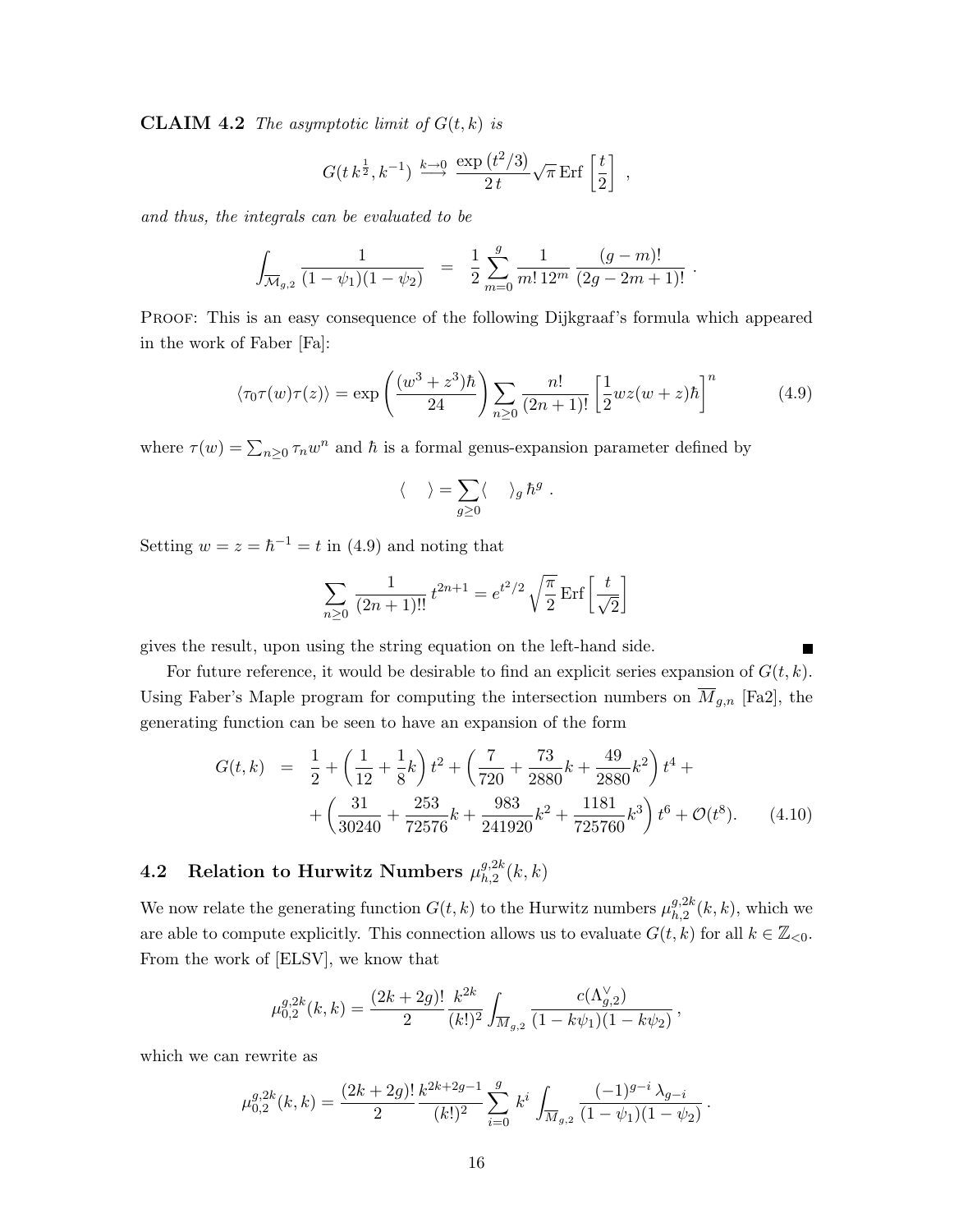**CLAIM 4.2** *The asymptotic limit of $G(t,k)$ is*

$$G(t\,k^{\frac{1}{2}}, k^{-1}) \overset{k\to 0}{\longrightarrow} \frac{\exp\left(t^2/3\right)}{2\,t}\sqrt{\pi}\,\mathrm{Erf}\left[\frac{t}{2}\right] \ ,$$

*and thus, the integrals can be evaluated to be*

$$\int_{\overline{\mathcal{M}}_{g,2}} \frac{1}{(1-\psi_1)(1-\psi_2)} \ \ = \ \ \frac{1}{2}\sum_{m=0}^{g}\frac{1}{m!\,12^m}\,\frac{(g-m)!}{(2g-2m+1)!} \ .$$

Proof: This is an easy consequence of the following Dijkgraaf's formula which appeared in the work of Faber [Fa]:

$$\langle \tau_0 \tau(w)\tau(z)\rangle = \exp\left(\frac{(w^3+z^3)\hbar}{24}\right)\sum_{n\geq 0}\frac{n!}{(2n+1)!}\left[\frac{1}{2}wz(w+z)\hbar\right]^n \tag{4.9}$$

where $\tau(w) = \sum_{n\geq 0}\tau_n w^n$ and $\hbar$ is a formal genus-expansion parameter defined by

$$\langle \quad \rangle = \sum_{g\geq 0}\langle \quad \rangle_g\,\hbar^g \ .$$

Setting $w = z = \hbar^{-1} = t$ in (4.9) and noting that

$$\sum_{n\geq 0}\frac{1}{(2n+1)!!}\,t^{2n+1} = e^{t^2/2}\sqrt{\frac{\pi}{2}}\,\mathrm{Erf}\left[\frac{t}{\sqrt{2}}\right]$$

gives the result, upon using the string equation on the left-hand side. ∎

For future reference, it would be desirable to find an explicit series expansion of $G(t,k)$. Using Faber's Maple program for computing the intersection numbers on $\overline{M}_{g,n}$ [Fa2], the generating function can be seen to have an expansion of the form

$$\begin{aligned} G(t,k) \ &= \ \frac{1}{2} + \left(\frac{1}{12}+\frac{1}{8}k\right)t^2 + \left(\frac{7}{720}+\frac{73}{2880}k+\frac{49}{2880}k^2\right)t^4 + \\ &\quad + \left(\frac{31}{30240}+\frac{253}{72576}k+\frac{983}{241920}k^2+\frac{1181}{725760}k^3\right)t^6 + \mathcal{O}(t^8). \end{aligned} \tag{4.10}$$

## 4.2 Relation to Hurwitz Numbers $\mu^{g,2k}_{h,2}(k,k)$

We now relate the generating function $G(t,k)$ to the Hurwitz numbers $\mu^{g,2k}_{h,2}(k,k)$, which we are able to compute explicitly. This connection allows us to evaluate $G(t,k)$ for all $k\in\mathbb{Z}_{<0}$. From the work of [ELSV], we know that

$$\mu^{g,2k}_{0,2}(k,k) = \frac{(2k+2g)!}{2}\,\frac{k^{2k}}{(k!)^2}\int_{\overline{M}_{g,2}}\frac{c(\Lambda^\vee_{g,2})}{(1-k\psi_1)(1-k\psi_2)} \ ,$$

which we can rewrite as

$$\mu^{g,2k}_{0,2}(k,k) = \frac{(2k+2g)!}{2}\,\frac{k^{2k+2g-1}}{(k!)^2}\sum_{i=0}^{g}k^i\int_{\overline{M}_{g,2}}\frac{(-1)^{g-i}\,\lambda_{g-i}}{(1-\psi_1)(1-\psi_2)} \ .$$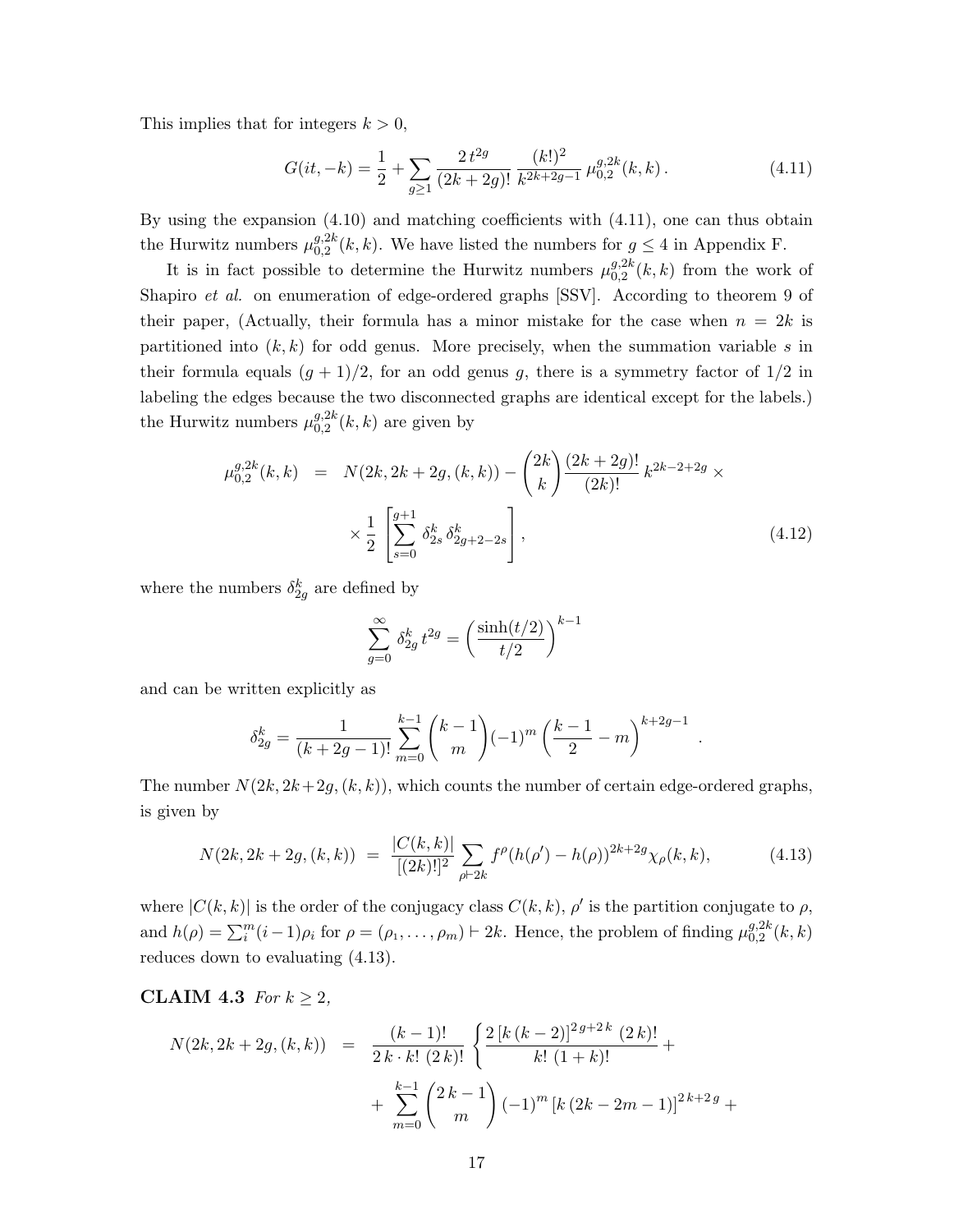This implies that for integers $k > 0$,

$$G(it, -k) = \frac{1}{2} + \sum_{g \geq 1} \frac{2\, t^{2g}}{(2k+2g)!} \frac{(k!)^2}{k^{2k+2g-1}} \, \mu_{0,2}^{g,2k}(k,k) \,. \tag{4.11}$$

By using the expansion (4.10) and matching coefficients with (4.11), one can thus obtain the Hurwitz numbers $\mu_{0,2}^{g,2k}(k,k)$. We have listed the numbers for $g \leq 4$ in Appendix F.

It is in fact possible to determine the Hurwitz numbers $\mu_{0,2}^{g,2k}(k,k)$ from the work of Shapiro *et al.* on enumeration of edge-ordered graphs [SSV]. According to theorem 9 of their paper, (Actually, their formula has a minor mistake for the case when $n = 2k$ is partitioned into $(k,k)$ for odd genus. More precisely, when the summation variable $s$ in their formula equals $(g+1)/2$, for an odd genus $g$, there is a symmetry factor of $1/2$ in labeling the edges because the two disconnected graphs are identical except for the labels.) the Hurwitz numbers $\mu_{0,2}^{g,2k}(k,k)$ are given by

$$\begin{aligned} \mu_{0,2}^{g,2k}(k,k) &= N(2k, 2k+2g, (k,k)) - \binom{2k}{k} \frac{(2k+2g)!}{(2k)!} \, k^{2k-2+2g} \times \\ &\quad \times \frac{1}{2} \left[ \sum_{s=0}^{g+1} \delta_{2s}^{k} \, \delta_{2g+2-2s}^{k} \right], \end{aligned} \tag{4.12}$$

where the numbers $\delta_{2g}^{k}$ are defined by

$$\sum_{g=0}^{\infty} \delta_{2g}^{k} \, t^{2g} = \left( \frac{\sinh(t/2)}{t/2} \right)^{k-1}$$

and can be written explicitly as

$$\delta_{2g}^{k} = \frac{1}{(k+2g-1)!} \sum_{m=0}^{k-1} \binom{k-1}{m} (-1)^m \left( \frac{k-1}{2} - m \right)^{k+2g-1} .$$

The number $N(2k, 2k+2g, (k,k))$, which counts the number of certain edge-ordered graphs, is given by

$$N(2k, 2k+2g, (k,k)) = \frac{|C(k,k)|}{[(2k)!]^2} \sum_{\rho \vdash 2k} f^{\rho} (h(\rho') - h(\rho))^{2k+2g} \chi_{\rho}(k,k), \tag{4.13}$$

where $|C(k,k)|$ is the order of the conjugacy class $C(k,k)$, $\rho'$ is the partition conjugate to $\rho$, and $h(\rho) = \sum_i^m (i-1)\rho_i$ for $\rho = (\rho_1, \ldots, \rho_m) \vdash 2k$. Hence, the problem of finding $\mu_{0,2}^{g,2k}(k,k)$ reduces down to evaluating (4.13).

**CLAIM 4.3** *For $k \geq 2$,*

$$\begin{aligned} N(2k, 2k+2g, (k,k)) &= \frac{(k-1)!}{2\, k \cdot k! \; (2\, k)!} \left\{ \frac{2\, [k\, (k-2)]^{2\, g+2\, k} \; (2\, k)!}{k! \; (1+k)!} + \right. \\ &\quad + \sum_{m=0}^{k-1} \binom{2\, k-1}{m} (-1)^m \, [k\, (2k-2m-1)]^{2\, k+2\, g} + \end{aligned}$$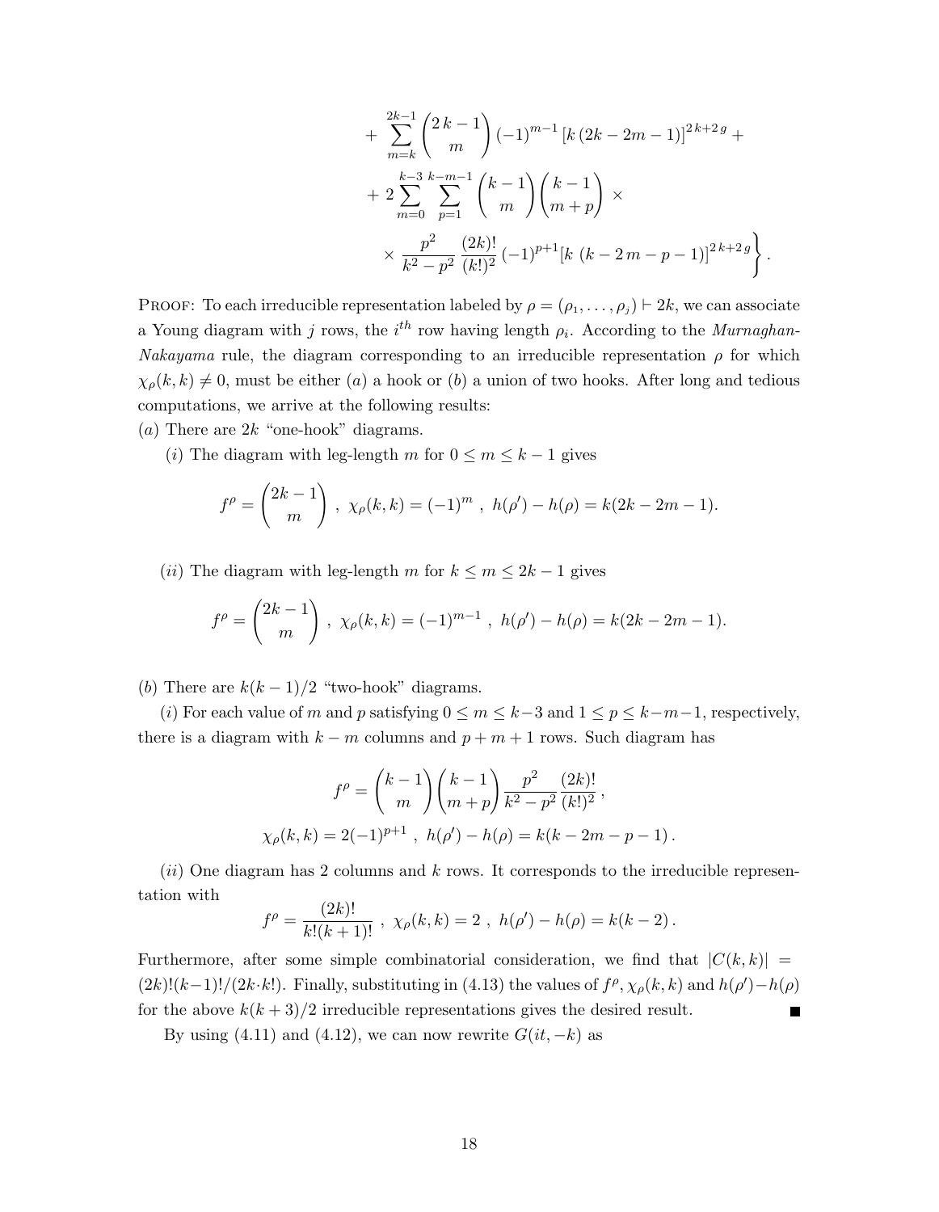$$
+ \sum_{m=k}^{2k-1} \binom{2\,k-1}{m} (-1)^{m-1} \left[k\,(2k-2m-1)\right]^{2\,k+2\,g} +
$$

$$
+ \, 2 \sum_{m=0}^{k-3} \sum_{p=1}^{k-m-1} \binom{k-1}{m} \binom{k-1}{m+p} \times
$$

$$
\times \, \frac{p^2}{k^2-p^2} \, \frac{(2k)!}{(k!)^2} \, (-1)^{p+1} [k\ (k-2\,m-p-1)]^{2\,k+2\,g} \Bigg\} .
$$

Proof: To each irreducible representation labeled by $\rho = (\rho_1, \ldots, \rho_j) \vdash 2k$, we can associate a Young diagram with $j$ rows, the $i^{th}$ row having length $\rho_i$. According to the *Murnaghan-Nakayama* rule, the diagram corresponding to an irreducible representation $\rho$ for which $\chi_\rho(k,k) \neq 0$, must be either $(a)$ a hook or $(b)$ a union of two hooks. After long and tedious computations, we arrive at the following results:

$(a)$ There are $2k$ "one-hook" diagrams.

$(i)$ The diagram with leg-length $m$ for $0 \leq m \leq k-1$ gives

$$
f^\rho = \binom{2k-1}{m} \ , \ \chi_\rho(k,k) = (-1)^m \ , \ h(\rho') - h(\rho) = k(2k-2m-1).
$$

$(ii)$ The diagram with leg-length $m$ for $k \leq m \leq 2k-1$ gives

$$
f^\rho = \binom{2k-1}{m} \ , \ \chi_\rho(k,k) = (-1)^{m-1} \ , \ h(\rho') - h(\rho) = k(2k-2m-1).
$$

$(b)$ There are $k(k-1)/2$ "two-hook" diagrams.

$(i)$ For each value of $m$ and $p$ satisfying $0 \leq m \leq k-3$ and $1 \leq p \leq k-m-1$, respectively, there is a diagram with $k-m$ columns and $p+m+1$ rows. Such diagram has

$$
f^\rho = \binom{k-1}{m} \binom{k-1}{m+p} \frac{p^2}{k^2-p^2} \frac{(2k)!}{(k!)^2} \, ,
$$

$$
\chi_\rho(k,k) = 2(-1)^{p+1} \ , \ h(\rho') - h(\rho) = k(k-2m-p-1) \, .
$$

$(ii)$ One diagram has 2 columns and $k$ rows. It corresponds to the irreducible representation with

$$
f^\rho = \frac{(2k)!}{k!(k+1)!} \ , \ \chi_\rho(k,k) = 2 \ , \ h(\rho') - h(\rho) = k(k-2) \, .
$$

Furthermore, after some simple combinatorial consideration, we find that $|C(k,k)| = (2k)!(k-1)!/(2k \cdot k!)$. Finally, substituting in (4.13) the values of $f^\rho, \chi_\rho(k,k)$ and $h(\rho') - h(\rho)$ for the above $k(k+3)/2$ irreducible representations gives the desired result. ∎

By using (4.11) and (4.12), we can now rewrite $G(it, -k)$ as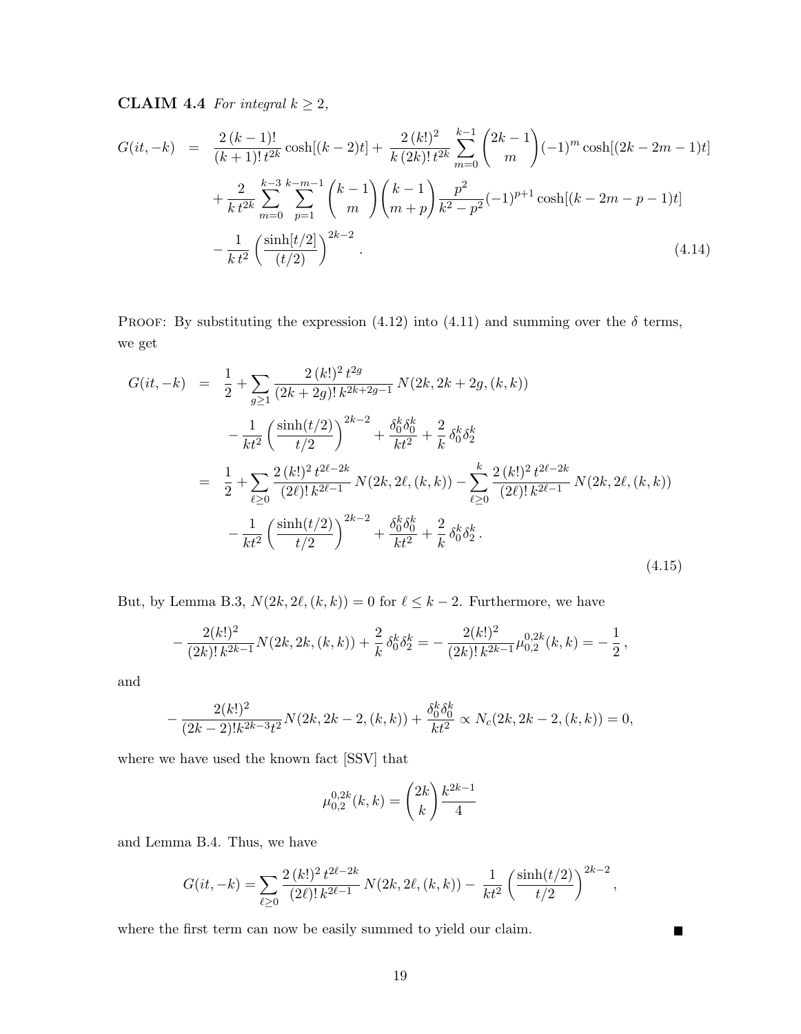**CLAIM 4.4** *For integral $k \geq 2$,*

$$
\begin{aligned}
G(it,-k) &= \frac{2\,(k-1)!}{(k+1)!\,t^{2k}}\cosh[(k-2)t] + \frac{2\,(k!)^2}{k\,(2k)!\,t^{2k}}\sum_{m=0}^{k-1}\binom{2k-1}{m}(-1)^m\cosh[(2k-2m-1)t] \\
&\quad + \frac{2}{k\,t^{2k}}\sum_{m=0}^{k-3}\sum_{p=1}^{k-m-1}\binom{k-1}{m}\binom{k-1}{m+p}\frac{p^2}{k^2-p^2}(-1)^{p+1}\cosh[(k-2m-p-1)t] \\
&\quad - \frac{1}{k\,t^2}\left(\frac{\sinh[t/2]}{(t/2)}\right)^{2k-2}.
\end{aligned}
\tag{4.14}
$$

PROOF: By substituting the expression (4.12) into (4.11) and summing over the $\delta$ terms, we get

$$
\begin{aligned}
G(it,-k) &= \frac{1}{2} + \sum_{g\geq 1}\frac{2\,(k!)^2\,t^{2g}}{(2k+2g)!\,k^{2k+2g-1}}\,N(2k,2k+2g,(k,k)) \\
&\quad - \frac{1}{kt^2}\left(\frac{\sinh(t/2)}{t/2}\right)^{2k-2} + \frac{\delta_0^k\delta_0^k}{kt^2} + \frac{2}{k}\,\delta_0^k\delta_2^k \\
&= \frac{1}{2} + \sum_{\ell\geq 0}\frac{2\,(k!)^2\,t^{2\ell-2k}}{(2\ell)!\,k^{2\ell-1}}\,N(2k,2\ell,(k,k)) - \sum_{\ell\geq 0}^{k}\frac{2\,(k!)^2\,t^{2\ell-2k}}{(2\ell)!\,k^{2\ell-1}}\,N(2k,2\ell,(k,k)) \\
&\quad - \frac{1}{kt^2}\left(\frac{\sinh(t/2)}{t/2}\right)^{2k-2} + \frac{\delta_0^k\delta_0^k}{kt^2} + \frac{2}{k}\,\delta_0^k\delta_2^k\,.
\end{aligned}
\tag{4.15}
$$

But, by Lemma B.3, $N(2k,2\ell,(k,k)) = 0$ for $\ell \leq k-2$. Furthermore, we have

$$
-\frac{2(k!)^2}{(2k)!\,k^{2k-1}}N(2k,2k,(k,k)) + \frac{2}{k}\,\delta_0^k\delta_2^k = -\frac{2(k!)^2}{(2k)!\,k^{2k-1}}\mu_{0,2}^{0,2k}(k,k) = -\frac{1}{2}\,,
$$

and

$$
-\frac{2(k!)^2}{(2k-2)!k^{2k-3}t^2}N(2k,2k-2,(k,k)) + \frac{\delta_0^k\delta_0^k}{kt^2} \propto N_c(2k,2k-2,(k,k)) = 0,
$$

where we have used the known fact [SSV] that

$$
\mu_{0,2}^{0,2k}(k,k) = \binom{2k}{k}\frac{k^{2k-1}}{4}
$$

and Lemma B.4. Thus, we have

$$
G(it,-k) = \sum_{\ell\geq 0}\frac{2\,(k!)^2\,t^{2\ell-2k}}{(2\ell)!\,k^{2\ell-1}}\,N(2k,2\ell,(k,k)) - \frac{1}{kt^2}\left(\frac{\sinh(t/2)}{t/2}\right)^{2k-2},
$$

where the first term can now be easily summed to yield our claim. ■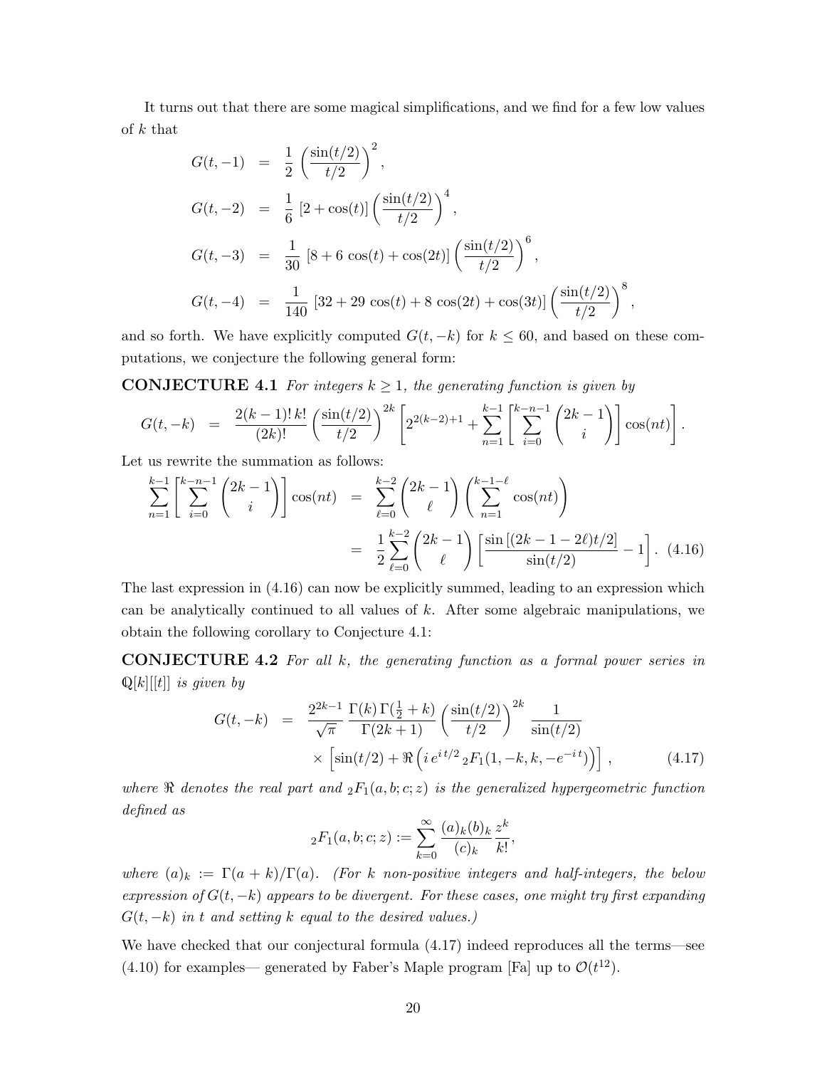It turns out that there are some magical simplifications, and we find for a few low values of $k$ that

$$
\begin{aligned}
G(t,-1) &= \frac{1}{2}\left(\frac{\sin(t/2)}{t/2}\right)^2 , \\
G(t,-2) &= \frac{1}{6}\,[2+\cos(t)]\left(\frac{\sin(t/2)}{t/2}\right)^4 , \\
G(t,-3) &= \frac{1}{30}\,[8+6\,\cos(t)+\cos(2t)]\left(\frac{\sin(t/2)}{t/2}\right)^6 , \\
G(t,-4) &= \frac{1}{140}\,[32+29\,\cos(t)+8\,\cos(2t)+\cos(3t)]\left(\frac{\sin(t/2)}{t/2}\right)^8 ,
\end{aligned}
$$

and so forth. We have explicitly computed $G(t,-k)$ for $k \leq 60$, and based on these computations, we conjecture the following general form:

**CONJECTURE 4.1** *For integers $k \geq 1$, the generating function is given by*

$$
G(t,-k) \;=\; \frac{2(k-1)!\,k!}{(2k)!}\left(\frac{\sin(t/2)}{t/2}\right)^{2k}\left[2^{2(k-2)+1}+\sum_{n=1}^{k-1}\left[\sum_{i=0}^{k-n-1}\binom{2k-1}{i}\right]\cos(nt)\right].
$$

Let us rewrite the summation as follows:

$$
\begin{aligned}
\sum_{n=1}^{k-1}\left[\sum_{i=0}^{k-n-1}\binom{2k-1}{i}\right]\cos(nt) &= \sum_{\ell=0}^{k-2}\binom{2k-1}{\ell}\left(\sum_{n=1}^{k-1-\ell}\cos(nt)\right) \\
&= \frac{1}{2}\sum_{\ell=0}^{k-2}\binom{2k-1}{\ell}\left[\frac{\sin\left[(2k-1-2\ell)t/2\right]}{\sin(t/2)}-1\right]. \quad (4.16)
\end{aligned}
$$

The last expression in (4.16) can now be explicitly summed, leading to an expression which can be analytically continued to all values of $k$. After some algebraic manipulations, we obtain the following corollary to Conjecture 4.1:

**CONJECTURE 4.2** *For all $k$, the generating function as a formal power series in $\mathbb{Q}[k][[t]]$ is given by*

$$
\begin{aligned}
G(t,-k) \;=\; &\frac{2^{2k-1}}{\sqrt{\pi}}\,\frac{\Gamma(k)\,\Gamma(\frac{1}{2}+k)}{\Gamma(2k+1)}\left(\frac{\sin(t/2)}{t/2}\right)^{2k}\frac{1}{\sin(t/2)} \\
&\times\left[\sin(t/2)+\Re\left(i\,e^{i\,t/2}\,{}_2F_1(1,-k,k,-e^{-i\,t})\right)\right], \qquad (4.17)
\end{aligned}
$$

*where $\Re$ denotes the real part and ${}_2F_1(a,b;c;z)$ is the generalized hypergeometric function defined as*

$$
{}_2F_1(a,b;c;z) := \sum_{k=0}^{\infty}\frac{(a)_k(b)_k}{(c)_k}\frac{z^k}{k!},
$$

*where $(a)_k := \Gamma(a+k)/\Gamma(a)$. (For $k$ non-positive integers and half-integers, the below expression of $G(t,-k)$ appears to be divergent. For these cases, one might try first expanding $G(t,-k)$ in $t$ and setting $k$ equal to the desired values.)*

We have checked that our conjectural formula (4.17) indeed reproduces all the terms—see (4.10) for examples— generated by Faber's Maple program [Fa] up to $\mathcal{O}(t^{12})$.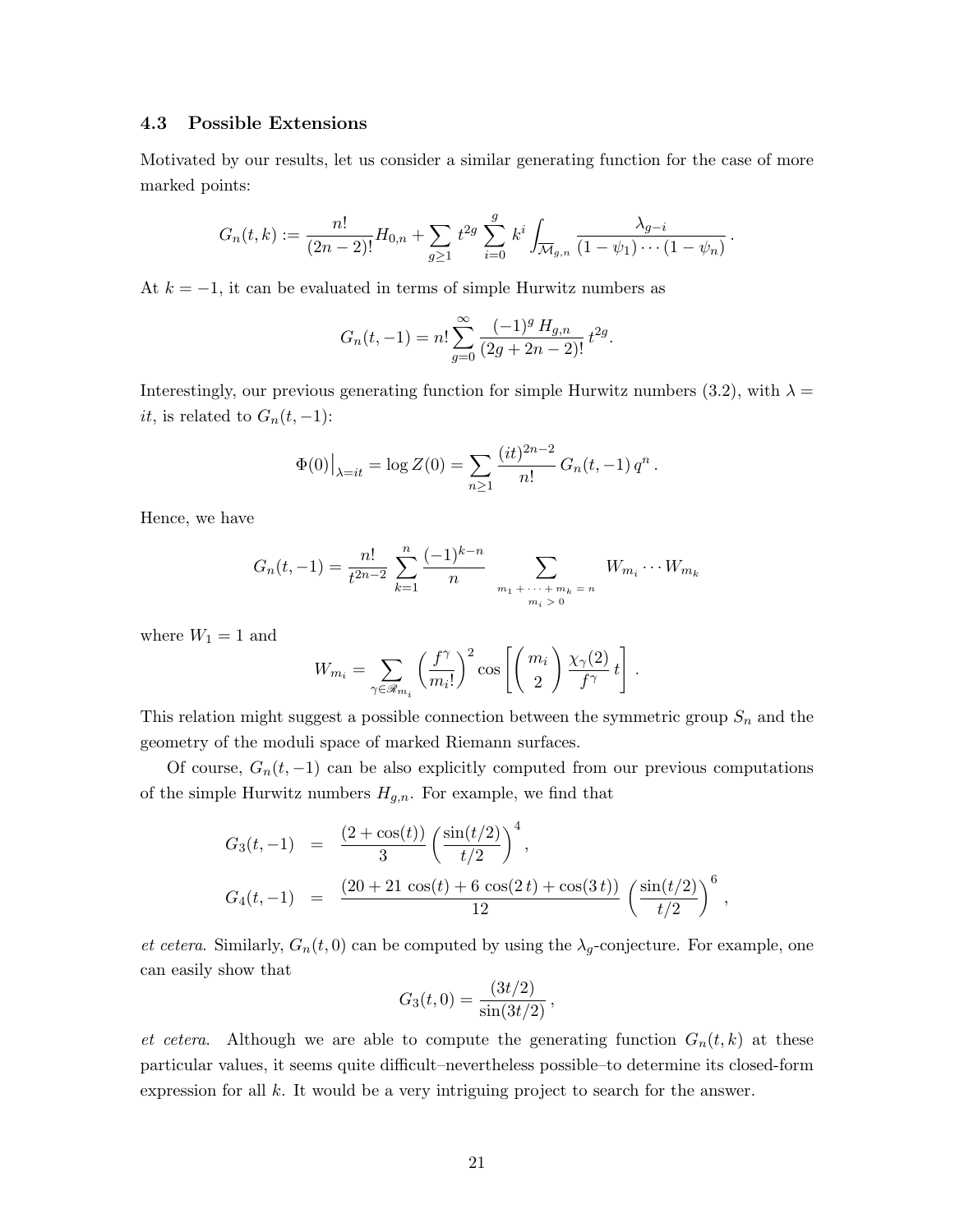### 4.3 Possible Extensions

Motivated by our results, let us consider a similar generating function for the case of more marked points:

$$G_n(t,k) := \frac{n!}{(2n-2)!} H_{0,n} + \sum_{g\geq 1} t^{2g} \sum_{i=0}^{g} k^i \int_{\overline{\mathcal{M}}_{g,n}} \frac{\lambda_{g-i}}{(1-\psi_1)\cdots(1-\psi_n)} \,.$$

At $k=-1$, it can be evaluated in terms of simple Hurwitz numbers as

$$G_n(t,-1) = n! \sum_{g=0}^{\infty} \frac{(-1)^g \, H_{g,n}}{(2g+2n-2)!} \, t^{2g}.$$

Interestingly, our previous generating function for simple Hurwitz numbers (3.2), with $\lambda = it$, is related to $G_n(t,-1)$:

$$\Phi(0)\big|_{\lambda=it} = \log Z(0) = \sum_{n\geq 1} \frac{(it)^{2n-2}}{n!} \, G_n(t,-1) \, q^n \,.$$

Hence, we have

$$G_n(t,-1) = \frac{n!}{t^{2n-2}} \sum_{k=1}^{n} \frac{(-1)^{k-n}}{n} \sum_{\substack{m_1+\cdots+m_k=n \\ m_i>0}} W_{m_i}\cdots W_{m_k}$$

where $W_1 = 1$ and

$$W_{m_i} = \sum_{\gamma\in\mathscr{R}_{m_i}} \left(\frac{f^\gamma}{m_i!}\right)^2 \cos\left[\binom{m_i}{2} \frac{\chi_\gamma(2)}{f^\gamma}\, t\right] .$$

This relation might suggest a possible connection between the symmetric group $S_n$ and the geometry of the moduli space of marked Riemann surfaces.

Of course, $G_n(t,-1)$ can be also explicitly computed from our previous computations of the simple Hurwitz numbers $H_{g,n}$. For example, we find that

$$\begin{aligned} G_3(t,-1) &= \frac{(2+\cos(t))}{3} \left(\frac{\sin(t/2)}{t/2}\right)^4 , \\ G_4(t,-1) &= \frac{(20+21\,\cos(t)+6\,\cos(2\,t)+\cos(3\,t))}{12} \left(\frac{\sin(t/2)}{t/2}\right)^6 , \end{aligned}$$

*et cetera*. Similarly, $G_n(t,0)$ can be computed by using the $\lambda_g$-conjecture. For example, one can easily show that

$$G_3(t,0) = \frac{(3t/2)}{\sin(3t/2)} \,,$$

*et cetera*. Although we are able to compute the generating function $G_n(t,k)$ at these particular values, it seems quite difficult–nevertheless possible–to determine its closed-form expression for all $k$. It would be a very intriguing project to search for the answer.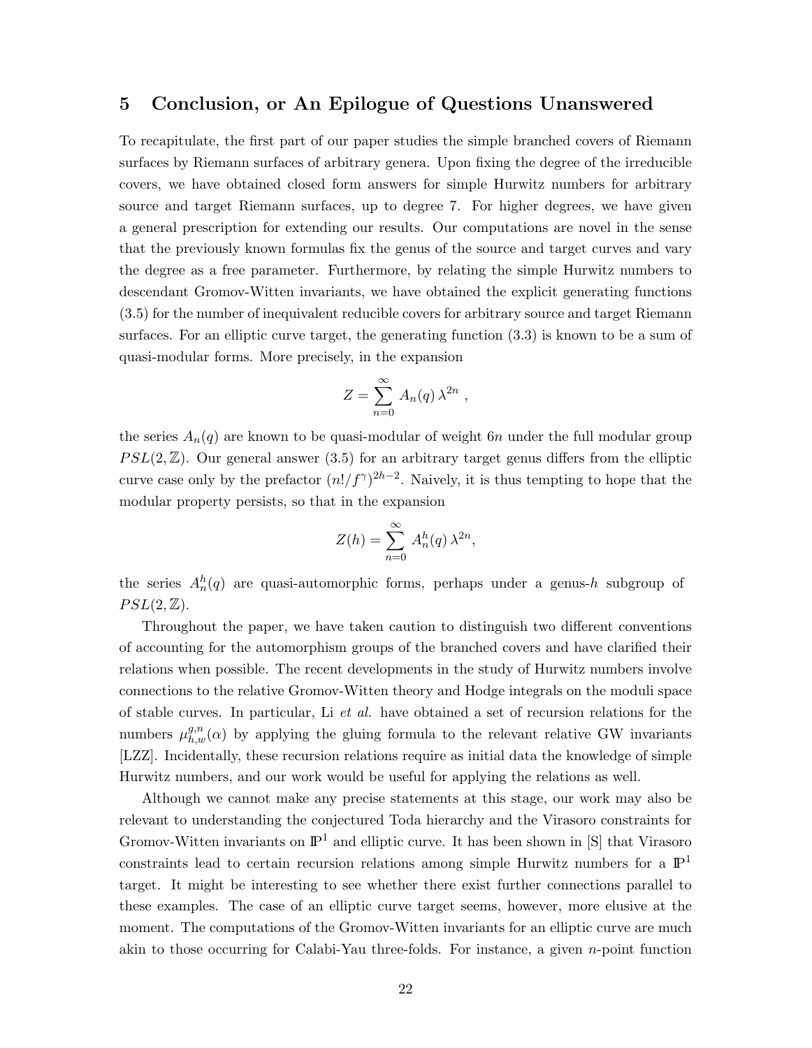## 5 Conclusion, or An Epilogue of Questions Unanswered

To recapitulate, the first part of our paper studies the simple branched covers of Riemann surfaces by Riemann surfaces of arbitrary genera. Upon fixing the degree of the irreducible covers, we have obtained closed form answers for simple Hurwitz numbers for arbitrary source and target Riemann surfaces, up to degree 7. For higher degrees, we have given a general prescription for extending our results. Our computations are novel in the sense that the previously known formulas fix the genus of the source and target curves and vary the degree as a free parameter. Furthermore, by relating the simple Hurwitz numbers to descendant Gromov-Witten invariants, we have obtained the explicit generating functions (3.5) for the number of inequivalent reducible covers for arbitrary source and target Riemann surfaces. For an elliptic curve target, the generating function (3.3) is known to be a sum of quasi-modular forms. More precisely, in the expansion

$$Z = \sum_{n=0}^{\infty} A_n(q)\, \lambda^{2n} \ ,$$

the series $A_n(q)$ are known to be quasi-modular of weight $6n$ under the full modular group $PSL(2,\mathbb{Z})$. Our general answer (3.5) for an arbitrary target genus differs from the elliptic curve case only by the prefactor $(n!/f^{\gamma})^{2h-2}$. Naively, it is thus tempting to hope that the modular property persists, so that in the expansion

$$Z(h) = \sum_{n=0}^{\infty} A_n^h(q)\, \lambda^{2n},$$

the series $A_n^h(q)$ are quasi-automorphic forms, perhaps under a genus-$h$ subgroup of $PSL(2,\mathbb{Z})$.

Throughout the paper, we have taken caution to distinguish two different conventions of accounting for the automorphism groups of the branched covers and have clarified their relations when possible. The recent developments in the study of Hurwitz numbers involve connections to the relative Gromov-Witten theory and Hodge integrals on the moduli space of stable curves. In particular, Li *et al.* have obtained a set of recursion relations for the numbers $\mu_{h,w}^{g,n}(\alpha)$ by applying the gluing formula to the relevant relative GW invariants [LZZ]. Incidentally, these recursion relations require as initial data the knowledge of simple Hurwitz numbers, and our work would be useful for applying the relations as well.

Although we cannot make any precise statements at this stage, our work may also be relevant to understanding the conjectured Toda hierarchy and the Virasoro constraints for Gromov-Witten invariants on $\mathbb{P}^1$ and elliptic curve. It has been shown in [S] that Virasoro constraints lead to certain recursion relations among simple Hurwitz numbers for a $\mathbb{P}^1$ target. It might be interesting to see whether there exist further connections parallel to these examples. The case of an elliptic curve target seems, however, more elusive at the moment. The computations of the Gromov-Witten invariants for an elliptic curve are much akin to those occurring for Calabi-Yau three-folds. For instance, a given $n$-point function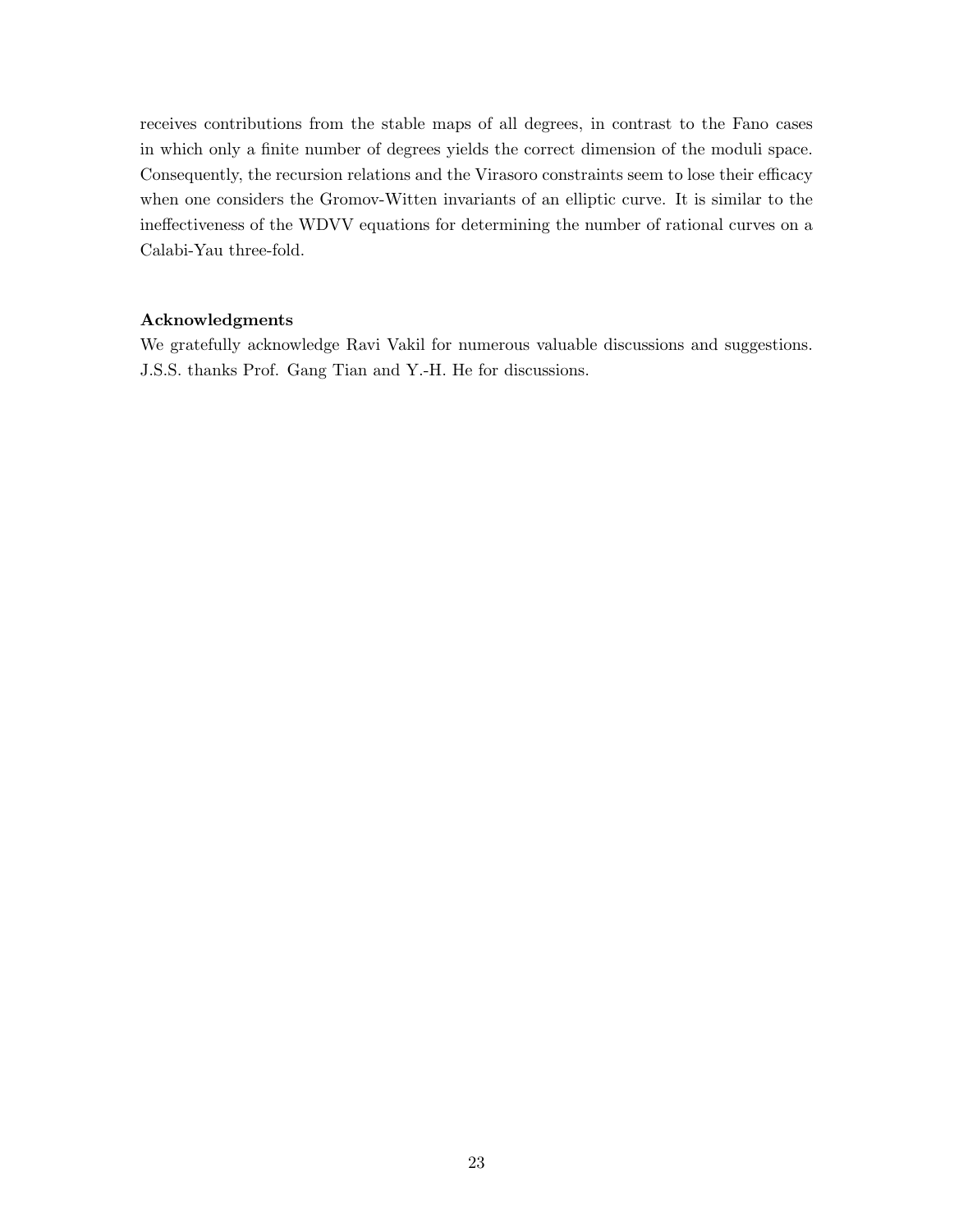receives contributions from the stable maps of all degrees, in contrast to the Fano cases in which only a finite number of degrees yields the correct dimension of the moduli space. Consequently, the recursion relations and the Virasoro constraints seem to lose their efficacy when one considers the Gromov-Witten invariants of an elliptic curve. It is similar to the ineffectiveness of the WDVV equations for determining the number of rational curves on a Calabi-Yau three-fold.

**Acknowledgments**

We gratefully acknowledge Ravi Vakil for numerous valuable discussions and suggestions. J.S.S. thanks Prof. Gang Tian and Y.-H. He for discussions.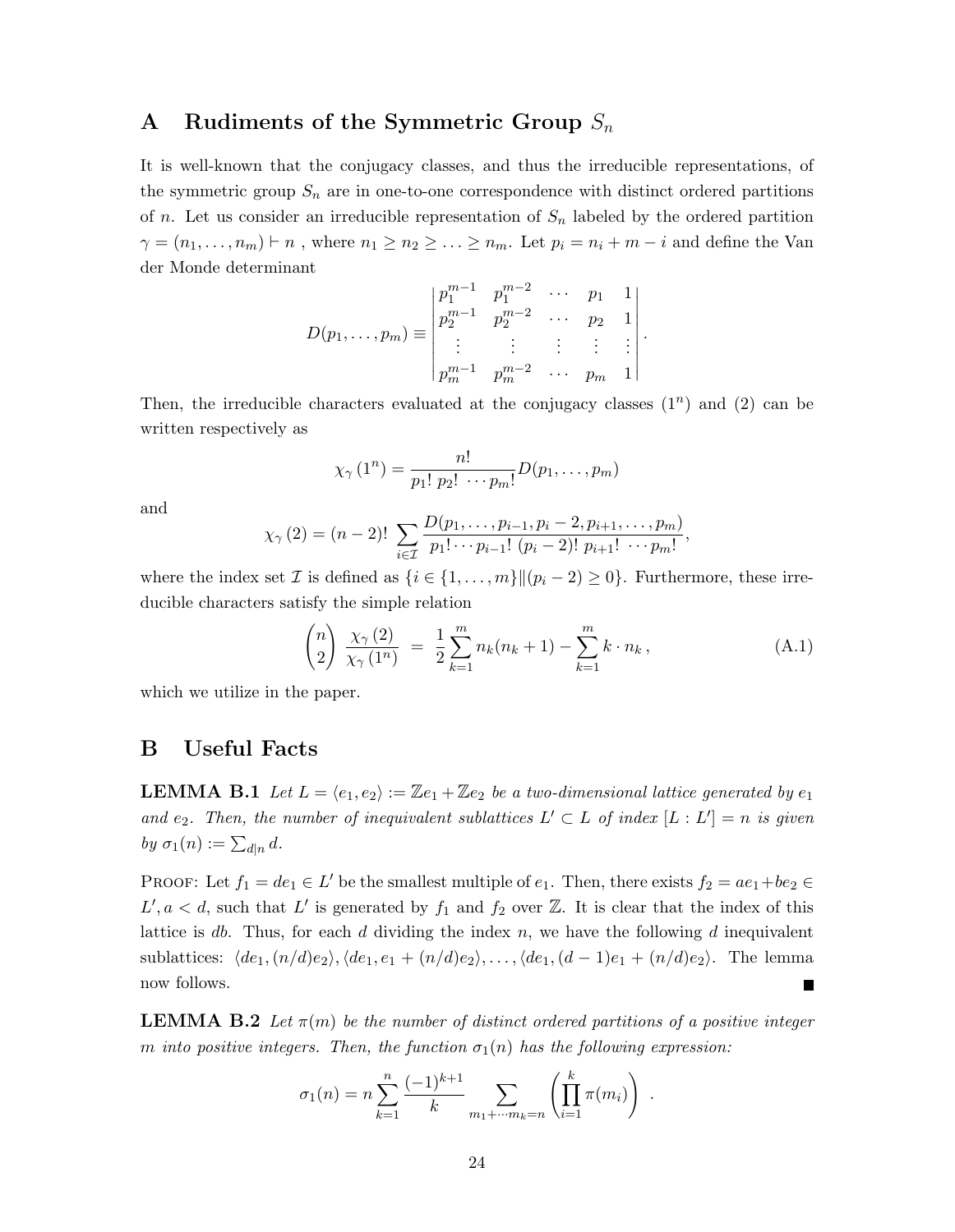## A Rudiments of the Symmetric Group $S_n$

It is well-known that the conjugacy classes, and thus the irreducible representations, of the symmetric group $S_n$ are in one-to-one correspondence with distinct ordered partitions of $n$. Let us consider an irreducible representation of $S_n$ labeled by the ordered partition $\gamma = (n_1, \ldots, n_m) \vdash n$ , where $n_1 \geq n_2 \geq \ldots \geq n_m$. Let $p_i = n_i + m - i$ and define the Van der Monde determinant

$$D(p_1, \ldots, p_m) \equiv \begin{vmatrix} p_1^{m-1} & p_1^{m-2} & \cdots & p_1 & 1 \\ p_2^{m-1} & p_2^{m-2} & \cdots & p_2 & 1 \\ \vdots & \vdots & \vdots & \vdots & \vdots \\ p_m^{m-1} & p_m^{m-2} & \cdots & p_m & 1 \end{vmatrix}.$$

Then, the irreducible characters evaluated at the conjugacy classes $(1^n)$ and $(2)$ can be written respectively as

$$\chi_\gamma(1^n) = \frac{n!}{p_1!\ p_2!\ \cdots p_m!} D(p_1, \ldots, p_m)$$

and

$$\chi_\gamma(2) = (n-2)! \sum_{i \in \mathcal{I}} \frac{D(p_1, \ldots, p_{i-1}, p_i - 2, p_{i+1}, \ldots, p_m)}{p_1! \cdots p_{i-1}!\ (p_i - 2)!\ p_{i+1}!\ \cdots p_m!},$$

where the index set $\mathcal{I}$ is defined as $\{i \in \{1, \ldots, m\} \| (p_i - 2) \geq 0\}$. Furthermore, these irreducible characters satisfy the simple relation

$$\binom{n}{2} \frac{\chi_\gamma(2)}{\chi_\gamma(1^n)} = \frac{1}{2} \sum_{k=1}^{m} n_k(n_k + 1) - \sum_{k=1}^{m} k \cdot n_k\,, \tag{A.1}$$

which we utilize in the paper.

## B Useful Facts

**LEMMA B.1** *Let $L = \langle e_1, e_2 \rangle := \mathbb{Z}e_1 + \mathbb{Z}e_2$ be a two-dimensional lattice generated by $e_1$ and $e_2$. Then, the number of inequivalent sublattices $L' \subset L$ of index $[L : L'] = n$ is given by $\sigma_1(n) := \sum_{d|n} d$.*

PROOF: Let $f_1 = de_1 \in L'$ be the smallest multiple of $e_1$. Then, there exists $f_2 = ae_1 + be_2 \in L', a < d$, such that $L'$ is generated by $f_1$ and $f_2$ over $\mathbb{Z}$. It is clear that the index of this lattice is $db$. Thus, for each $d$ dividing the index $n$, we have the following $d$ inequivalent sublattices: $\langle de_1, (n/d)e_2 \rangle, \langle de_1, e_1 + (n/d)e_2 \rangle, \ldots, \langle de_1, (d-1)e_1 + (n/d)e_2 \rangle$. The lemma now follows. ∎

**LEMMA B.2** *Let $\pi(m)$ be the number of distinct ordered partitions of a positive integer $m$ into positive integers. Then, the function $\sigma_1(n)$ has the following expression:*

$$\sigma_1(n) = n \sum_{k=1}^{n} \frac{(-1)^{k+1}}{k} \sum_{m_1 + \cdots m_k = n} \left( \prod_{i=1}^{k} \pi(m_i) \right) .$$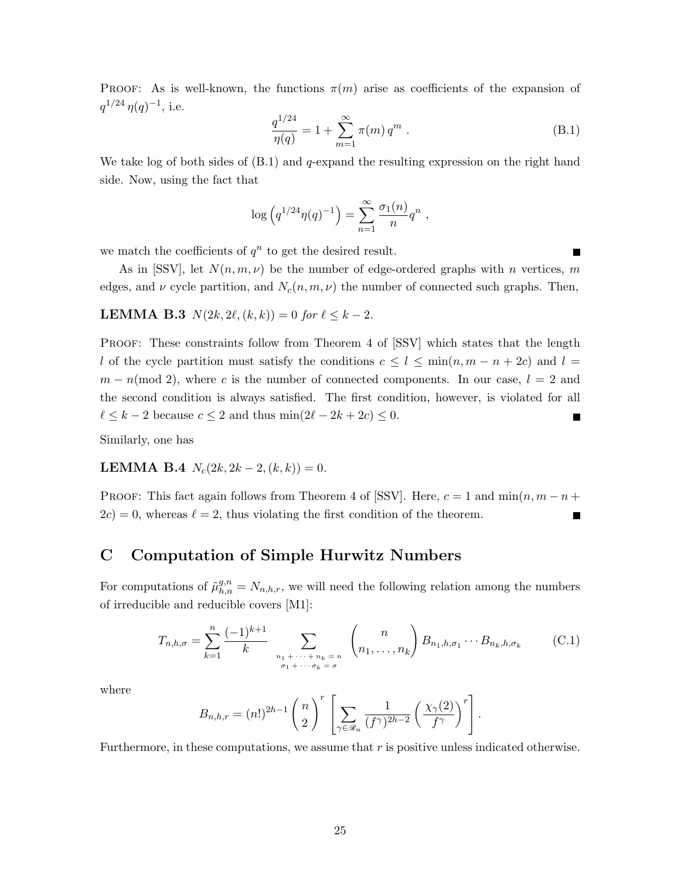Proof: As is well-known, the functions $\pi(m)$ arise as coefficients of the expansion of $q^{1/24}\,\eta(q)^{-1}$, i.e.

$$\frac{q^{1/24}}{\eta(q)} = 1 + \sum_{m=1}^{\infty} \pi(m)\, q^m \ . \tag{B.1}$$

We take log of both sides of (B.1) and $q$-expand the resulting expression on the right hand side. Now, using the fact that

$$\log\left(q^{1/24}\eta(q)^{-1}\right) = \sum_{n=1}^{\infty} \frac{\sigma_1(n)}{n} q^n \ ,$$

we match the coefficients of $q^n$ to get the desired result. ■

As in [SSV], let $N(n, m, \nu)$ be the number of edge-ordered graphs with $n$ vertices, $m$ edges, and $\nu$ cycle partition, and $N_c(n, m, \nu)$ the number of connected such graphs. Then,

**LEMMA B.3** *$N(2k, 2\ell, (k, k)) = 0$ for $\ell \leq k-2$.*

Proof: These constraints follow from Theorem 4 of [SSV] which states that the length $l$ of the cycle partition must satisfy the conditions $c \leq l \leq \min(n, m-n+2c)$ and $l = m-n (\text{mod } 2)$, where $c$ is the number of connected components. In our case, $l = 2$ and the second condition is always satisfied. The first condition, however, is violated for all $\ell \leq k-2$ because $c \leq 2$ and thus $\min(2\ell - 2k + 2c) \leq 0$. ■

Similarly, one has

**LEMMA B.4** *$N_c(2k, 2k-2, (k, k)) = 0$.*

Proof: This fact again follows from Theorem 4 of [SSV]. Here, $c = 1$ and $\min(n, m-n+2c) = 0$, whereas $\ell = 2$, thus violating the first condition of the theorem. ■

# C Computation of Simple Hurwitz Numbers

For computations of $\tilde{\mu}^{g,n}_{h,n} = N_{n,h,r}$, we will need the following relation among the numbers of irreducible and reducible covers [M1]:

$$T_{n,h,\sigma} = \sum_{k=1}^{n} \frac{(-1)^{k+1}}{k} \sum_{\substack{n_1 + \cdots + n_k = n \\ \sigma_1 + \cdots \sigma_k = \sigma}} \binom{n}{n_1, \ldots, n_k} B_{n_1,h,\sigma_1} \cdots B_{n_k,h,\sigma_k} \tag{C.1}$$

where

$$B_{n,h,r} = (n!)^{2h-1} \binom{n}{2}^r \left[\sum_{\gamma \in \mathscr{R}_n} \frac{1}{(f^\gamma)^{2h-2}} \left(\frac{\chi_\gamma(2)}{f^\gamma}\right)^r\right] .$$

Furthermore, in these computations, we assume that $r$ is positive unless indicated otherwise.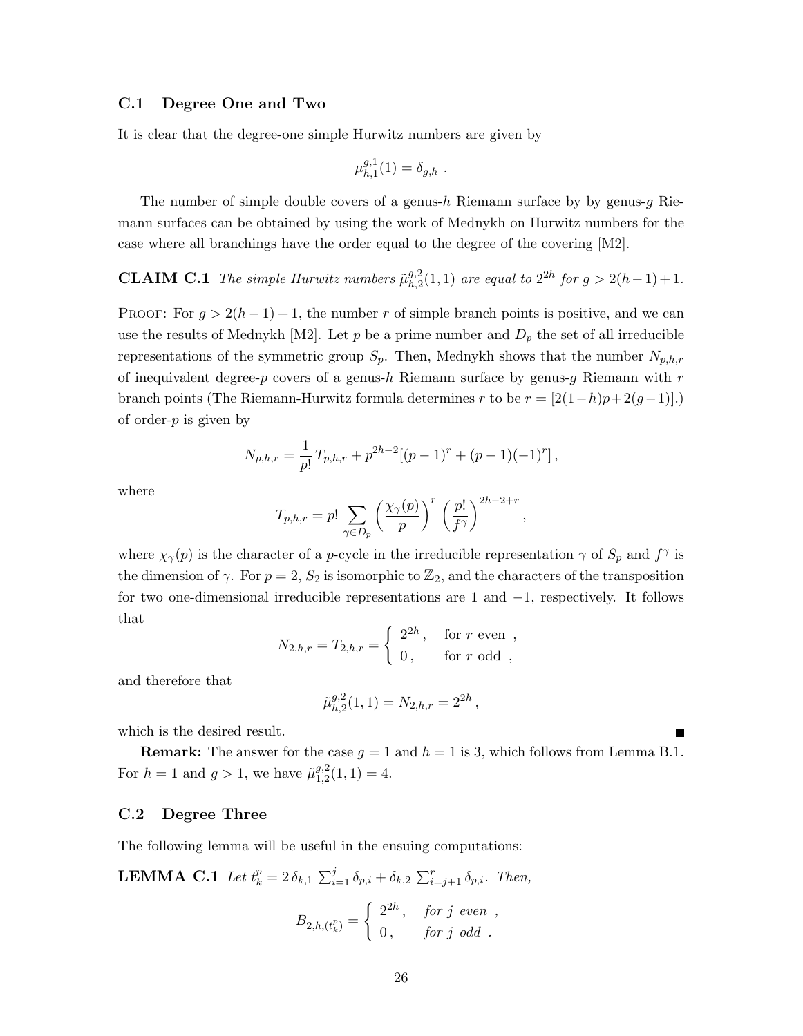### C.1 Degree One and Two

It is clear that the degree-one simple Hurwitz numbers are given by

$$\mu_{h,1}^{g,1}(1) = \delta_{g,h} \ .$$

The number of simple double covers of a genus-$h$ Riemann surface by by genus-$g$ Riemann surfaces can be obtained by using the work of Mednykh on Hurwitz numbers for the case where all branchings have the order equal to the degree of the covering [M2].

**CLAIM C.1** *The simple Hurwitz numbers $\tilde{\mu}_{h,2}^{g,2}(1,1)$ are equal to $2^{2h}$ for $g > 2(h-1)+1$.*

Proof: For $g > 2(h-1)+1$, the number $r$ of simple branch points is positive, and we can use the results of Mednykh [M2]. Let $p$ be a prime number and $D_p$ the set of all irreducible representations of the symmetric group $S_p$. Then, Mednykh shows that the number $N_{p,h,r}$ of inequivalent degree-$p$ covers of a genus-$h$ Riemann surface by genus-$g$ Riemann with $r$ branch points (The Riemann-Hurwitz formula determines $r$ to be $r = [2(1-h)p + 2(g-1)]$.) of order-$p$ is given by

$$N_{p,h,r} = \frac{1}{p!}\, T_{p,h,r} + p^{2h-2}[(p-1)^r + (p-1)(-1)^r] \,,$$

where

$$T_{p,h,r} = p! \sum_{\gamma \in D_p} \left(\frac{\chi_\gamma(p)}{p}\right)^r \left(\frac{p!}{f^\gamma}\right)^{2h-2+r} ,$$

where $\chi_\gamma(p)$ is the character of a $p$-cycle in the irreducible representation $\gamma$ of $S_p$ and $f^\gamma$ is the dimension of $\gamma$. For $p=2$, $S_2$ is isomorphic to $\mathbb{Z}_2$, and the characters of the transposition for two one-dimensional irreducible representations are 1 and $-1$, respectively. It follows that

$$N_{2,h,r} = T_{2,h,r} = \begin{cases} 2^{2h} \,, & \text{for } r \text{ even} \ , \\ 0 \,, & \text{for } r \text{ odd} \ , \end{cases}$$

and therefore that

$$\tilde{\mu}_{h,2}^{g,2}(1,1) = N_{2,h,r} = 2^{2h} \,,$$

which is the desired result. ■

**Remark:** The answer for the case $g=1$ and $h=1$ is 3, which follows from Lemma B.1. For $h=1$ and $g>1$, we have $\tilde{\mu}_{1,2}^{g,2}(1,1) = 4$.

### C.2 Degree Three

The following lemma will be useful in the ensuing computations:

**LEMMA C.1** *Let $t_k^p = 2\,\delta_{k,1} \sum_{i=1}^{j} \delta_{p,i} + \delta_{k,2} \sum_{i=j+1}^{r} \delta_{p,i}$. Then,*

$$B_{2,h,(t_k^p)} = \begin{cases} 2^{2h} \,, & \textit{for } j \textit{ even} \ , \\ 0 \,, & \textit{for } j \textit{ odd} \ . \end{cases}$$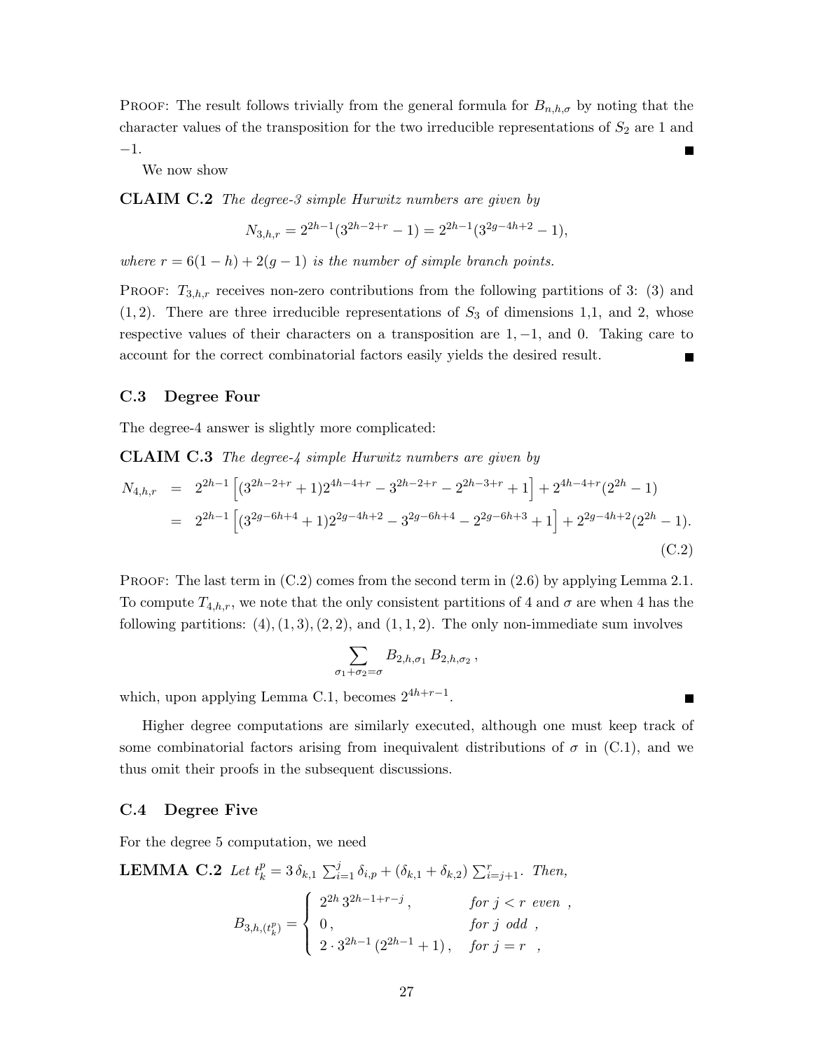PROOF: The result follows trivially from the general formula for $B_{n,h,\sigma}$ by noting that the character values of the transposition for the two irreducible representations of $S_2$ are 1 and $-1$. ■

We now show

**CLAIM C.2** *The degree-3 simple Hurwitz numbers are given by*

$$N_{3,h,r} = 2^{2h-1}(3^{2h-2+r} - 1) = 2^{2h-1}(3^{2g-4h+2} - 1),$$

*where $r = 6(1-h) + 2(g-1)$ is the number of simple branch points.*

PROOF: $T_{3,h,r}$ receives non-zero contributions from the following partitions of 3: $(3)$ and $(1,2)$. There are three irreducible representations of $S_3$ of dimensions 1,1, and 2, whose respective values of their characters on a transposition are $1, -1$, and $0$. Taking care to account for the correct combinatorial factors easily yields the desired result. ■

### C.3 Degree Four

The degree-4 answer is slightly more complicated:

**CLAIM C.3** *The degree-4 simple Hurwitz numbers are given by*

$$\begin{aligned}
N_{4,h,r} &= 2^{2h-1}\left[(3^{2h-2+r}+1)2^{4h-4+r} - 3^{2h-2+r} - 2^{2h-3+r} + 1\right] + 2^{4h-4+r}(2^{2h}-1) \\
&= 2^{2h-1}\left[(3^{2g-6h+4}+1)2^{2g-4h+2} - 3^{2g-6h+4} - 2^{2g-6h+3} + 1\right] + 2^{2g-4h+2}(2^{2h}-1).
\end{aligned} \tag{C.2}$$

PROOF: The last term in (C.2) comes from the second term in (2.6) by applying Lemma 2.1. To compute $T_{4,h,r}$, we note that the only consistent partitions of 4 and $\sigma$ are when 4 has the following partitions: $(4), (1,3), (2,2)$, and $(1,1,2)$. The only non-immediate sum involves

$$\sum_{\sigma_1+\sigma_2=\sigma} B_{2,h,\sigma_1}\, B_{2,h,\sigma_2}\,,$$

which, upon applying Lemma C.1, becomes $2^{4h+r-1}$. ■

Higher degree computations are similarly executed, although one must keep track of some combinatorial factors arising from inequivalent distributions of $\sigma$ in (C.1), and we thus omit their proofs in the subsequent discussions.

### C.4 Degree Five

For the degree 5 computation, we need

**LEMMA C.2** *Let $t_k^p = 3\,\delta_{k,1}\sum_{i=1}^{j}\delta_{i,p} + (\delta_{k,1}+\delta_{k,2})\sum_{i=j+1}^{r}$. Then,*

$$B_{3,h,(t_k^p)} = \begin{cases} 2^{2h}\,3^{2h-1+r-j}\,, & \text{for } j < r \text{ even}\ , \\ 0\,, & \text{for } j \text{ odd}\ , \\ 2\cdot 3^{2h-1}\,(2^{2h-1}+1)\,, & \text{for } j = r\ , \end{cases}$$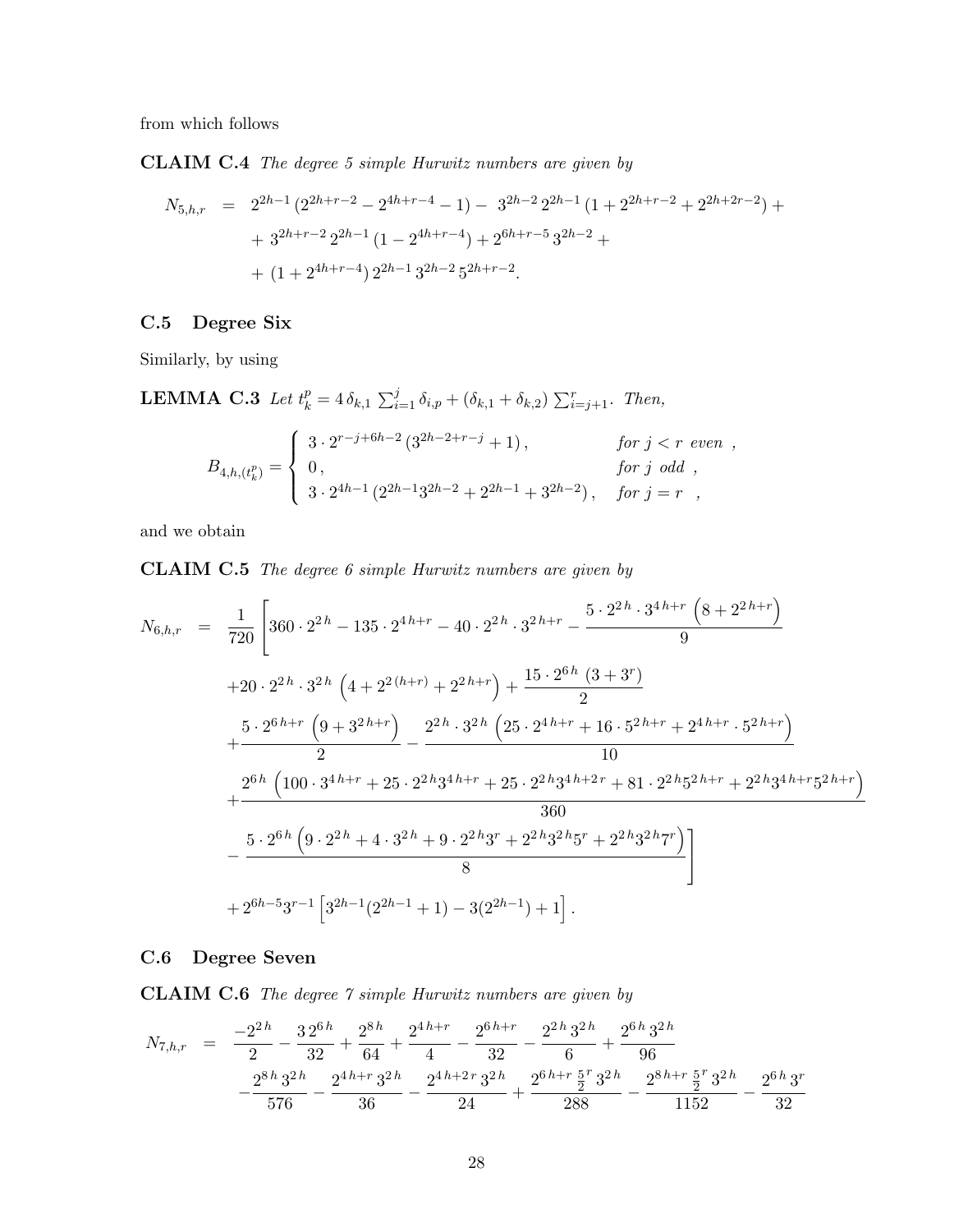from which follows

**CLAIM C.4** *The degree 5 simple Hurwitz numbers are given by*

$$
\begin{aligned}
N_{5,h,r} \;&=\; 2^{2h-1}\,(2^{2h+r-2} - 2^{4h+r-4} - 1) - \; 3^{2h-2}\,2^{2h-1}\,(1 + 2^{2h+r-2} + 2^{2h+2r-2}) + \\
&\quad + \; 3^{2h+r-2}\,2^{2h-1}\,(1 - 2^{4h+r-4}) + 2^{6h+r-5}\,3^{2h-2} + \\
&\quad + \; (1 + 2^{4h+r-4})\,2^{2h-1}\,3^{2h-2}\,5^{2h+r-2}.
\end{aligned}
$$

## C.5 Degree Six

Similarly, by using

**LEMMA C.3** *Let* $t_k^p = 4\,\delta_{k,1}\,\sum_{i=1}^{j}\delta_{i,p} + (\delta_{k,1}+\delta_{k,2})\sum_{i=j+1}^{r}$*. Then,*

$$
B_{4,h,(t_k^p)} = \begin{cases} 3\cdot 2^{r-j+6h-2}\,(3^{2h-2+r-j}+1)\,, & \text{for } j<r \text{ even }\,, \\ 0\,, & \text{for } j \text{ odd }\,, \\ 3\cdot 2^{4h-1}\,(2^{2h-1}3^{2h-2} + 2^{2h-1} + 3^{2h-2})\,, & \text{for } j=r \;\;, \end{cases}
$$

and we obtain

**CLAIM C.5** *The degree 6 simple Hurwitz numbers are given by*

$$
\begin{aligned}
N_{6,h,r} \;&=\; \frac{1}{720}\Bigg[360\cdot 2^{2\,h} - 135\cdot 2^{4\,h+r} - 40\cdot 2^{2\,h}\cdot 3^{2\,h+r} - \frac{5\cdot 2^{2\,h}\cdot 3^{4\,h+r}\left(8+2^{2\,h+r}\right)}{9} \\
&\quad + 20\cdot 2^{2\,h}\cdot 3^{2\,h}\left(4+2^{2\,(h+r)}+2^{2\,h+r}\right) + \frac{15\cdot 2^{6\,h}\,\left(3+3^{r}\right)}{2} \\
&\quad + \frac{5\cdot 2^{6\,h+r}\left(9+3^{2\,h+r}\right)}{2} - \frac{2^{2\,h}\cdot 3^{2\,h}\left(25\cdot 2^{4\,h+r}+16\cdot 5^{2\,h+r}+2^{4\,h+r}\cdot 5^{2\,h+r}\right)}{10} \\
&\quad + \frac{2^{6\,h}\left(100\cdot 3^{4\,h+r}+25\cdot 2^{2\,h}3^{4\,h+r}+25\cdot 2^{2\,h}3^{4\,h+2\,r}+81\cdot 2^{2\,h}5^{2\,h+r}+2^{2\,h}3^{4\,h+r}5^{2\,h+r}\right)}{360} \\
&\quad - \frac{5\cdot 2^{6\,h}\left(9\cdot 2^{2\,h}+4\cdot 3^{2\,h}+9\cdot 2^{2\,h}3^{r}+2^{2\,h}3^{2\,h}5^{r}+2^{2\,h}3^{2\,h}7^{r}\right)}{8}\Bigg] \\
&\quad + 2^{6h-5}3^{r-1}\left[3^{2h-1}(2^{2h-1}+1) - 3(2^{2h-1}) + 1\right].
\end{aligned}
$$

## C.6 Degree Seven

**CLAIM C.6** *The degree 7 simple Hurwitz numbers are given by*

$$
\begin{aligned}
N_{7,h,r} \;&=\; \frac{-2^{2\,h}}{2} - \frac{3\,2^{6\,h}}{32} + \frac{2^{8\,h}}{64} + \frac{2^{4\,h+r}}{4} - \frac{2^{6\,h+r}}{32} - \frac{2^{2\,h}\,3^{2\,h}}{6} + \frac{2^{6\,h}\,3^{2\,h}}{96} \\
&\quad - \frac{2^{8\,h}\,3^{2\,h}}{576} - \frac{2^{4\,h+r}\,3^{2\,h}}{36} - \frac{2^{4\,h+2\,r}\,3^{2\,h}}{24} + \frac{2^{6\,h+r}\,\frac{5}{2}^{r}\,3^{2\,h}}{288} - \frac{2^{8\,h+r}\,\frac{5}{2}^{r}\,3^{2\,h}}{1152} - \frac{2^{6\,h}\,3^{r}}{32}
\end{aligned}
$$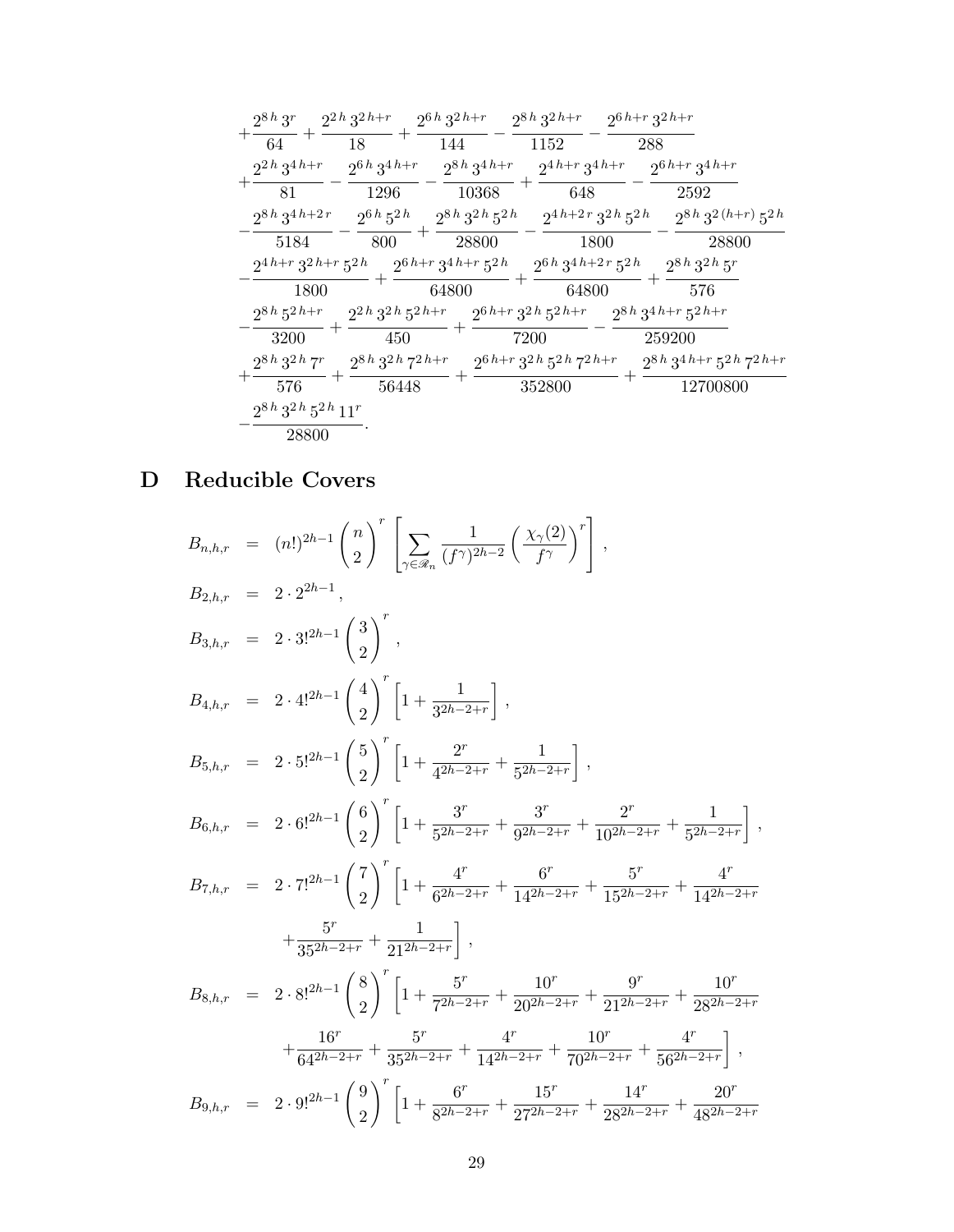$$
\begin{aligned}
&+\frac{2^{8\,h}\,3^{r}}{64}+\frac{2^{2\,h}\,3^{2\,h+r}}{18}+\frac{2^{6\,h}\,3^{2\,h+r}}{144}-\frac{2^{8\,h}\,3^{2\,h+r}}{1152}-\frac{2^{6\,h+r}\,3^{2\,h+r}}{288}\\
&+\frac{2^{2\,h}\,3^{4\,h+r}}{81}-\frac{2^{6\,h}\,3^{4\,h+r}}{1296}-\frac{2^{8\,h}\,3^{4\,h+r}}{10368}+\frac{2^{4\,h+r}\,3^{4\,h+r}}{648}-\frac{2^{6\,h+r}\,3^{4\,h+r}}{2592}\\
&-\frac{2^{8\,h}\,3^{4\,h+2\,r}}{5184}-\frac{2^{6\,h}\,5^{2\,h}}{800}+\frac{2^{8\,h}\,3^{2\,h}\,5^{2\,h}}{28800}-\frac{2^{4\,h+2\,r}\,3^{2\,h}\,5^{2\,h}}{1800}-\frac{2^{8\,h}\,3^{2\,(h+r)}\,5^{2\,h}}{28800}\\
&-\frac{2^{4\,h+r}\,3^{2\,h+r}\,5^{2\,h}}{1800}+\frac{2^{6\,h+r}\,3^{4\,h+r}\,5^{2\,h}}{64800}+\frac{2^{6\,h}\,3^{4\,h+2\,r}\,5^{2\,h}}{64800}+\frac{2^{8\,h}\,3^{2\,h}\,5^{r}}{576}\\
&-\frac{2^{8\,h}\,5^{2\,h+r}}{3200}+\frac{2^{2\,h}\,3^{2\,h}\,5^{2\,h+r}}{450}+\frac{2^{6\,h+r}\,3^{2\,h}\,5^{2\,h+r}}{7200}-\frac{2^{8\,h}\,3^{4\,h+r}\,5^{2\,h+r}}{259200}\\
&+\frac{2^{8\,h}\,3^{2\,h}\,7^{r}}{576}+\frac{2^{8\,h}\,3^{2\,h}\,7^{2\,h+r}}{56448}+\frac{2^{6\,h+r}\,3^{2\,h}\,5^{2\,h}\,7^{2\,h+r}}{352800}+\frac{2^{8\,h}\,3^{4\,h+r}\,5^{2\,h}\,7^{2\,h+r}}{12700800}\\
&-\frac{2^{8\,h}\,3^{2\,h}\,5^{2\,h}\,11^{r}}{28800}.
\end{aligned}
$$

# D Reducible Covers

$$
\begin{aligned}
B_{n,h,r} &= (n!)^{2h-1}\binom{n}{2}^{r}\left[\sum_{\gamma\in\mathscr{R}_n}\frac{1}{(f^{\gamma})^{2h-2}}\left(\frac{\chi_\gamma(2)}{f^{\gamma}}\right)^{r}\right],\\
B_{2,h,r} &= 2\cdot 2^{2h-1},\\
B_{3,h,r} &= 2\cdot 3!^{2h-1}\binom{3}{2}^{r},\\
B_{4,h,r} &= 2\cdot 4!^{2h-1}\binom{4}{2}^{r}\left[1+\frac{1}{3^{2h-2+r}}\right],\\
B_{5,h,r} &= 2\cdot 5!^{2h-1}\binom{5}{2}^{r}\left[1+\frac{2^{r}}{4^{2h-2+r}}+\frac{1}{5^{2h-2+r}}\right],\\
B_{6,h,r} &= 2\cdot 6!^{2h-1}\binom{6}{2}^{r}\left[1+\frac{3^{r}}{5^{2h-2+r}}+\frac{3^{r}}{9^{2h-2+r}}+\frac{2^{r}}{10^{2h-2+r}}+\frac{1}{5^{2h-2+r}}\right],\\
B_{7,h,r} &= 2\cdot 7!^{2h-1}\binom{7}{2}^{r}\left[1+\frac{4^{r}}{6^{2h-2+r}}+\frac{6^{r}}{14^{2h-2+r}}+\frac{5^{r}}{15^{2h-2+r}}+\frac{4^{r}}{14^{2h-2+r}}\right.\\
&\qquad\left.+\frac{5^{r}}{35^{2h-2+r}}+\frac{1}{21^{2h-2+r}}\right],\\
B_{8,h,r} &= 2\cdot 8!^{2h-1}\binom{8}{2}^{r}\left[1+\frac{5^{r}}{7^{2h-2+r}}+\frac{10^{r}}{20^{2h-2+r}}+\frac{9^{r}}{21^{2h-2+r}}+\frac{10^{r}}{28^{2h-2+r}}\right.\\
&\qquad\left.+\frac{16^{r}}{64^{2h-2+r}}+\frac{5^{r}}{35^{2h-2+r}}+\frac{4^{r}}{14^{2h-2+r}}+\frac{10^{r}}{70^{2h-2+r}}+\frac{4^{r}}{56^{2h-2+r}}\right],\\
B_{9,h,r} &= 2\cdot 9!^{2h-1}\binom{9}{2}^{r}\left[1+\frac{6^{r}}{8^{2h-2+r}}+\frac{15^{r}}{27^{2h-2+r}}+\frac{14^{r}}{28^{2h-2+r}}+\frac{20^{r}}{48^{2h-2+r}}\right.
\end{aligned}
$$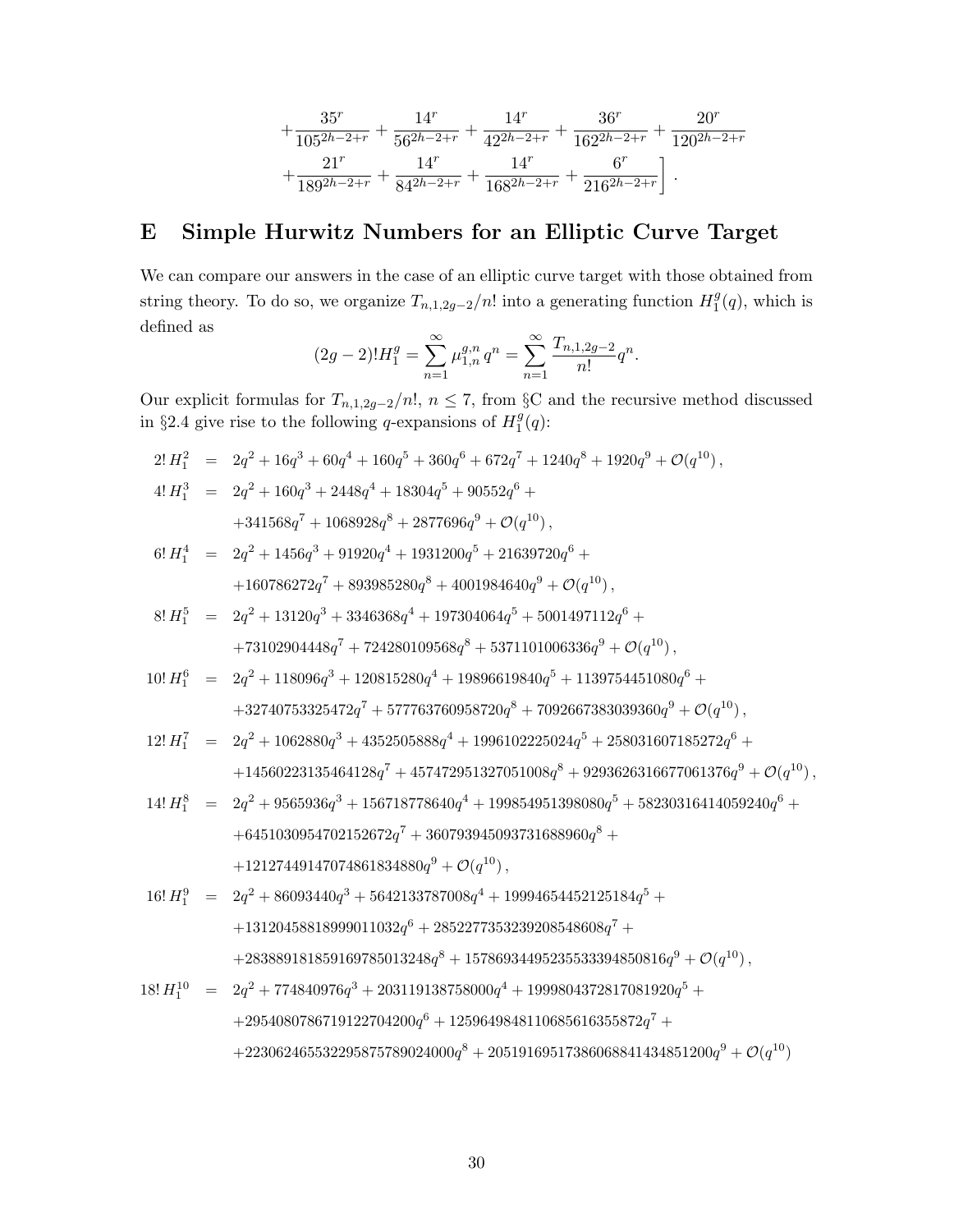$$
+\frac{35^r}{105^{2h-2+r}} + \frac{14^r}{56^{2h-2+r}} + \frac{14^r}{42^{2h-2+r}} + \frac{36^r}{162^{2h-2+r}} + \frac{20^r}{120^{2h-2+r}}
$$

$$
+\frac{21^r}{189^{2h-2+r}} + \frac{14^r}{84^{2h-2+r}} + \frac{14^r}{168^{2h-2+r}} + \frac{6^r}{216^{2h-2+r}}\Bigg] .
$$

# E Simple Hurwitz Numbers for an Elliptic Curve Target

We can compare our answers in the case of an elliptic curve target with those obtained from string theory. To do so, we organize $T_{n,1,2g-2}/n!$ into a generating function $H_1^g(q)$, which is defined as

$$
(2g-2)!H_1^g = \sum_{n=1}^{\infty} \mu_{1,n}^{g,n}\, q^n = \sum_{n=1}^{\infty} \frac{T_{n,1,2g-2}}{n!} q^n .
$$

Our explicit formulas for $T_{n,1,2g-2}/n!$, $n \leq 7$, from §C and the recursive method discussed in §2.4 give rise to the following $q$-expansions of $H_1^g(q)$:

$$
\begin{aligned}
2!\, H_1^2 &= 2q^2 + 16q^3 + 60q^4 + 160q^5 + 360q^6 + 672q^7 + 1240q^8 + 1920q^9 + \mathcal{O}(q^{10}) , \\
4!\, H_1^3 &= 2q^2 + 160q^3 + 2448q^4 + 18304q^5 + 90552q^6 + \\
&\quad +341568q^7 + 1068928q^8 + 2877696q^9 + \mathcal{O}(q^{10}) , \\
6!\, H_1^4 &= 2q^2 + 1456q^3 + 91920q^4 + 1931200q^5 + 21639720q^6 + \\
&\quad +160786272q^7 + 893985280q^8 + 4001984640q^9 + \mathcal{O}(q^{10}) , \\
8!\, H_1^5 &= 2q^2 + 13120q^3 + 3346368q^4 + 197304064q^5 + 5001497112q^6 + \\
&\quad +73102904448q^7 + 724280109568q^8 + 5371101006336q^9 + \mathcal{O}(q^{10}) , \\
10!\, H_1^6 &= 2q^2 + 118096q^3 + 120815280q^4 + 19896619840q^5 + 1139754451080q^6 + \\
&\quad +32740753325472q^7 + 577763760958720q^8 + 7092667383039360q^9 + \mathcal{O}(q^{10}) , \\
12!\, H_1^7 &= 2q^2 + 1062880q^3 + 4352505888q^4 + 1996102225024q^5 + 258031607185272q^6 + \\
&\quad +14560223135464128q^7 + 457472951327051008q^8 + 9293626316677061376q^9 + \mathcal{O}(q^{10}) , \\
14!\, H_1^8 &= 2q^2 + 9565936q^3 + 156718778640q^4 + 199854951398080q^5 + 58230316414059240q^6 + \\
&\quad +6451030954702152672q^7 + 360793945093731688960q^8 + \\
&\quad +12127449147074861834880q^9 + \mathcal{O}(q^{10}) , \\
16!\, H_1^9 &= 2q^2 + 86093440q^3 + 5642133787008q^4 + 19994654452125184q^5 + \\
&\quad +13120458818999011032q^6 + 2852277353239208548608q^7 + \\
&\quad +283889181859169785013248q^8 + 15786934495235533394850816q^9 + \mathcal{O}(q^{10}) , \\
18!\, H_1^{10} &= 2q^2 + 774840976q^3 + 203119138758000q^4 + 1999804372817081920q^5 + \\
&\quad +2954080786719122704200q^6 + 1259649848110685616355872q^7 + \\
&\quad +223062465532295875789024000q^8 + 20519169517386068841434851200q^9 + \mathcal{O}(q^{10})
\end{aligned}
$$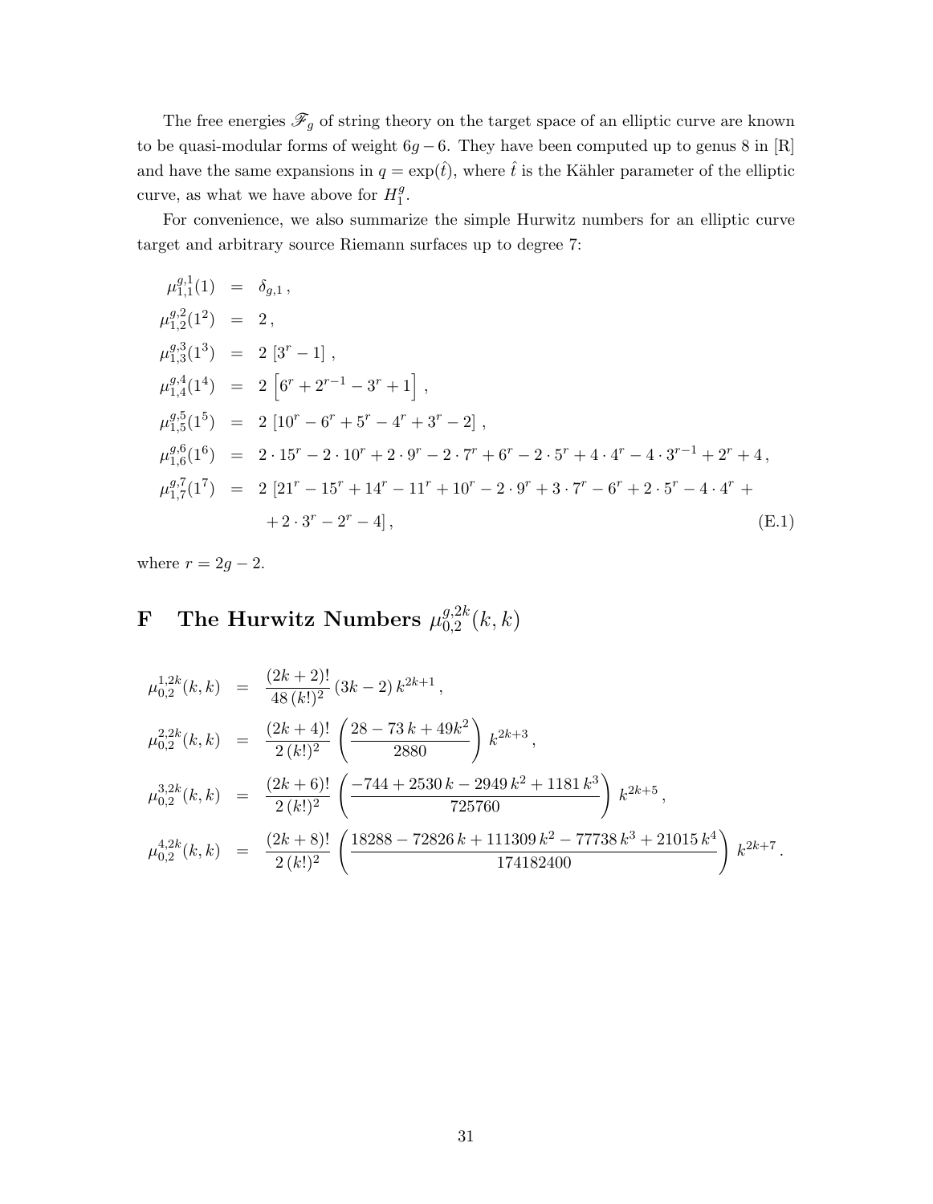The free energies $\mathscr{F}_g$ of string theory on the target space of an elliptic curve are known to be quasi-modular forms of weight $6g-6$. They have been computed up to genus 8 in [R] and have the same expansions in $q = \exp(\hat{t})$, where $\hat{t}$ is the Kähler parameter of the elliptic curve, as what we have above for $H_1^g$.

For convenience, we also summarize the simple Hurwitz numbers for an elliptic curve target and arbitrary source Riemann surfaces up to degree 7:

$$
\begin{aligned}
\mu_{1,1}^{g,1}(1) &= \delta_{g,1}\,, \\
\mu_{1,2}^{g,2}(1^2) &= 2\,, \\
\mu_{1,3}^{g,3}(1^3) &= 2\left[3^r - 1\right]\,, \\
\mu_{1,4}^{g,4}(1^4) &= 2\left[6^r + 2^{r-1} - 3^r + 1\right]\,, \\
\mu_{1,5}^{g,5}(1^5) &= 2\left[10^r - 6^r + 5^r - 4^r + 3^r - 2\right]\,, \\
\mu_{1,6}^{g,6}(1^6) &= 2\cdot 15^r - 2\cdot 10^r + 2\cdot 9^r - 2\cdot 7^r + 6^r - 2\cdot 5^r + 4\cdot 4^r - 4\cdot 3^{r-1} + 2^r + 4\,, \\
\mu_{1,7}^{g,7}(1^7) &= 2\left[21^r - 15^r + 14^r - 11^r + 10^r - 2\cdot 9^r + 3\cdot 7^r - 6^r + 2\cdot 5^r - 4\cdot 4^r + \right. \\
&\quad \left. + 2\cdot 3^r - 2^r - 4\right]\,,
\end{aligned}
\tag{E.1}
$$

where $r = 2g-2$.

# F The Hurwitz Numbers $\mu_{0,2}^{g,2k}(k,k)$

$$
\begin{aligned}
\mu_{0,2}^{1,2k}(k,k) &= \frac{(2k+2)!}{48\,(k!)^2}\,(3k-2)\,k^{2k+1}\,, \\
\mu_{0,2}^{2,2k}(k,k) &= \frac{(2k+4)!}{2\,(k!)^2}\left(\frac{28 - 73\,k + 49k^2}{2880}\right)k^{2k+3}\,, \\
\mu_{0,2}^{3,2k}(k,k) &= \frac{(2k+6)!}{2\,(k!)^2}\left(\frac{-744 + 2530\,k - 2949\,k^2 + 1181\,k^3}{725760}\right)k^{2k+5}\,, \\
\mu_{0,2}^{4,2k}(k,k) &= \frac{(2k+8)!}{2\,(k!)^2}\left(\frac{18288 - 72826\,k + 111309\,k^2 - 77738\,k^3 + 21015\,k^4}{174182400}\right)k^{2k+7}\,.
\end{aligned}
$$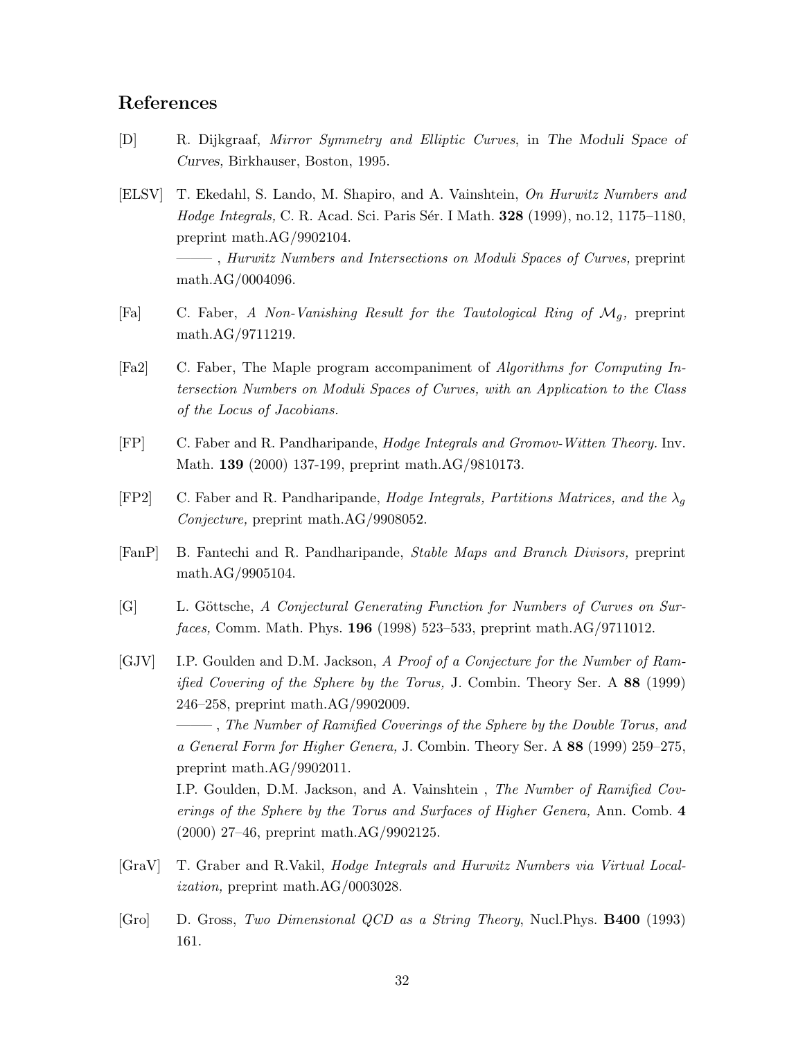## References

[D] R. Dijkgraaf, *Mirror Symmetry and Elliptic Curves*, in *The Moduli Space of Curves,* Birkhauser, Boston, 1995.

[ELSV] T. Ekedahl, S. Lando, M. Shapiro, and A. Vainshtein, *On Hurwitz Numbers and Hodge Integrals,* C. R. Acad. Sci. Paris Sér. I Math. **328** (1999), no.12, 1175–1180, preprint math.AG/9902104.
——— , *Hurwitz Numbers and Intersections on Moduli Spaces of Curves,* preprint math.AG/0004096.

[Fa] C. Faber, *A Non-Vanishing Result for the Tautological Ring of $\mathcal{M}_g$,* preprint math.AG/9711219.

[Fa2] C. Faber, The Maple program accompaniment of *Algorithms for Computing Intersection Numbers on Moduli Spaces of Curves, with an Application to the Class of the Locus of Jacobians.*

[FP] C. Faber and R. Pandharipande, *Hodge Integrals and Gromov-Witten Theory.* Inv. Math. **139** (2000) 137-199, preprint math.AG/9810173.

[FP2] C. Faber and R. Pandharipande, *Hodge Integrals, Partitions Matrices, and the $\lambda_g$ Conjecture,* preprint math.AG/9908052.

[FanP] B. Fantechi and R. Pandharipande, *Stable Maps and Branch Divisors,* preprint math.AG/9905104.

[G] L. Göttsche, *A Conjectural Generating Function for Numbers of Curves on Surfaces,* Comm. Math. Phys. **196** (1998) 523–533, preprint math.AG/9711012.

[GJV] I.P. Goulden and D.M. Jackson, *A Proof of a Conjecture for the Number of Ramified Covering of the Sphere by the Torus,* J. Combin. Theory Ser. A **88** (1999) 246–258, preprint math.AG/9902009.
——— , *The Number of Ramified Coverings of the Sphere by the Double Torus, and a General Form for Higher Genera,* J. Combin. Theory Ser. A **88** (1999) 259–275, preprint math.AG/9902011.
I.P. Goulden, D.M. Jackson, and A. Vainshtein , *The Number of Ramified Coverings of the Sphere by the Torus and Surfaces of Higher Genera,* Ann. Comb. **4** (2000) 27–46, preprint math.AG/9902125.

[GraV] T. Graber and R.Vakil, *Hodge Integrals and Hurwitz Numbers via Virtual Localization,* preprint math.AG/0003028.

[Gro] D. Gross, *Two Dimensional QCD as a String Theory*, Nucl.Phys. **B400** (1993) 161.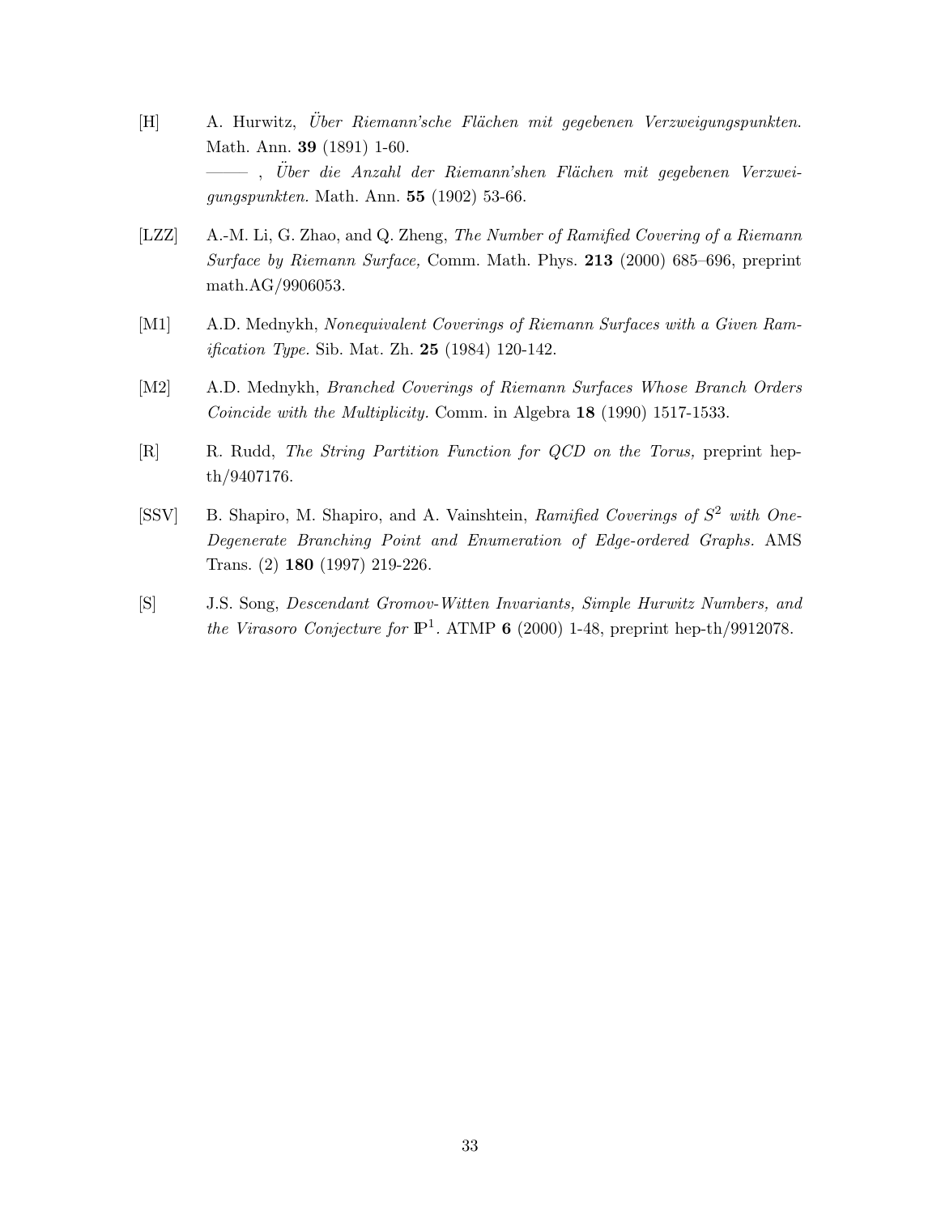[H] A. Hurwitz, *Über Riemann'sche Flächen mit gegebenen Verzweigungspunkten.* Math. Ann. **39** (1891) 1-60.
—— , *Über die Anzahl der Riemann'shen Flächen mit gegebenen Verzweigungspunkten.* Math. Ann. **55** (1902) 53-66.

[LZZ] A.-M. Li, G. Zhao, and Q. Zheng, *The Number of Ramified Covering of a Riemann Surface by Riemann Surface,* Comm. Math. Phys. **213** (2000) 685–696, preprint math.AG/9906053.

[M1] A.D. Mednykh, *Nonequivalent Coverings of Riemann Surfaces with a Given Ramification Type.* Sib. Mat. Zh. **25** (1984) 120-142.

[M2] A.D. Mednykh, *Branched Coverings of Riemann Surfaces Whose Branch Orders Coincide with the Multiplicity.* Comm. in Algebra **18** (1990) 1517-1533.

[R] R. Rudd, *The String Partition Function for QCD on the Torus,* preprint hep-th/9407176.

[SSV] B. Shapiro, M. Shapiro, and A. Vainshtein, *Ramified Coverings of $S^2$ with One-Degenerate Branching Point and Enumeration of Edge-ordered Graphs.* AMS Trans. (2) **180** (1997) 219-226.

[S] J.S. Song, *Descendant Gromov-Witten Invariants, Simple Hurwitz Numbers, and the Virasoro Conjecture for $\mathbb{P}^1$.* ATMP **6** (2000) 1-48, preprint hep-th/9912078.